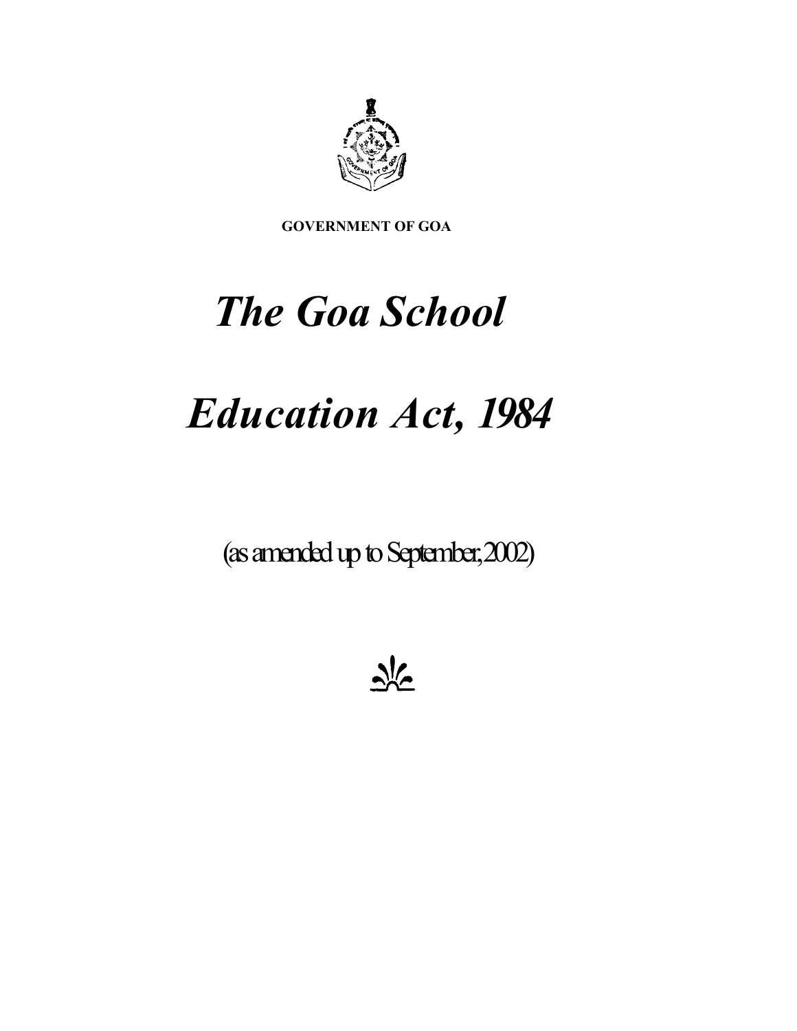GOVERNMENT OF GOA

# *The Goa School Education Act, 1984*

(as amended up to September, 2002)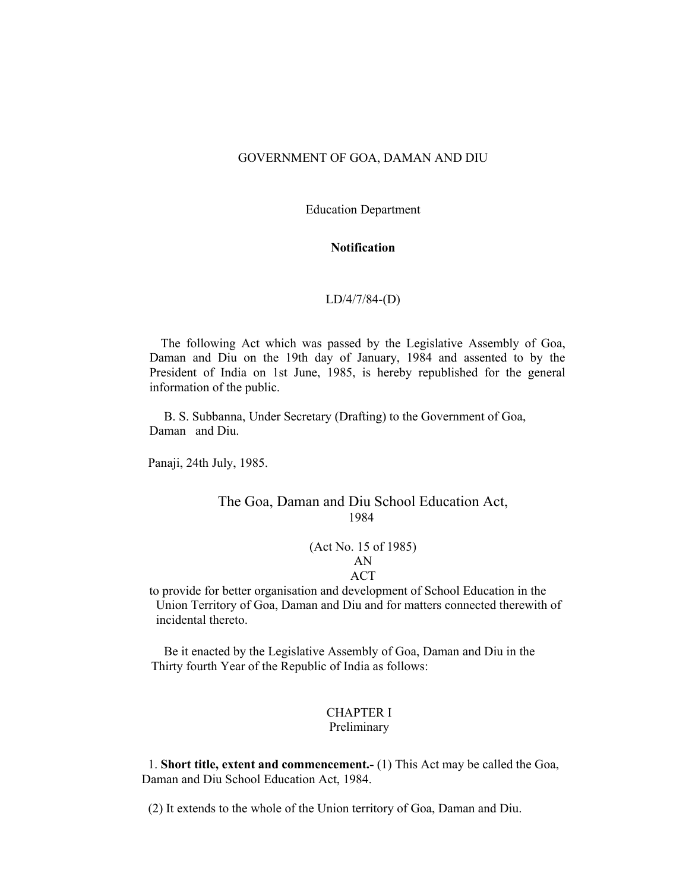GOVERNMENT OF GOA, DAMAN AND DIU

Education Department

**Notification**

LD/4/7/84-(D)

The following Act which was passed by the Legislative Assembly of Goa, Daman and Diu on the 19th day of January, 1984 and assented to by the President of India on 1st June, 1985, is hereby republished for the general information of the public.

B. S. Subbanna, Under Secretary (Drafting) to the Government of Goa, Daman and Diu.

Panaji, 24th July, 1985.

# The Goa, Daman and Diu School Education Act, 1984

(Act No. 15 of 1985)

AN

ACT

to provide for better organisation and development of School Education in the Union Territory of Goa, Daman and Diu and for matters connected therewith of incidental thereto.

Be it enacted by the Legislative Assembly of Goa, Daman and Diu in the Thirty fourth Year of the Republic of India as follows:

## CHAPTER I
Preliminary

1. **Short title, extent and commencement.-** (1) This Act may be called the Goa, Daman and Diu School Education Act, 1984.

(2) It extends to the whole of the Union territory of Goa, Daman and Diu.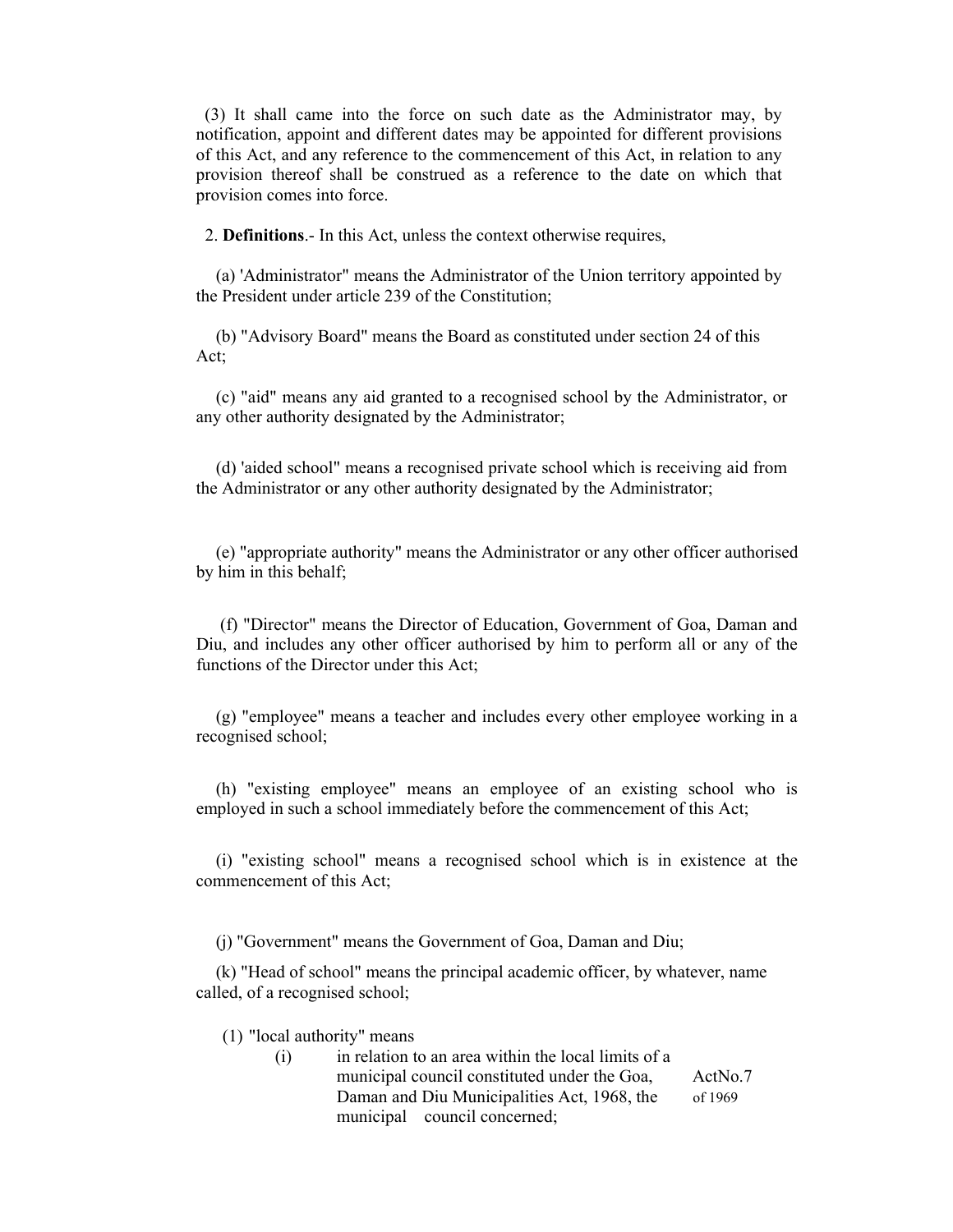(3) It shall came into the force on such date as the Administrator may, by notification, appoint and different dates may be appointed for different provisions of this Act, and any reference to the commencement of this Act, in relation to any provision thereof shall be construed as a reference to the date on which that provision comes into force.

2. **Definitions**.- In this Act, unless the context otherwise requires,

(a) 'Administrator" means the Administrator of the Union territory appointed by the President under article 239 of the Constitution;

(b) "Advisory Board" means the Board as constituted under section 24 of this Act;

(c) "aid" means any aid granted to a recognised school by the Administrator, or any other authority designated by the Administrator;

(d) 'aided school" means a recognised private school which is receiving aid from the Administrator or any other authority designated by the Administrator;

(e) "appropriate authority" means the Administrator or any other officer authorised by him in this behalf;

(f) "Director" means the Director of Education, Government of Goa, Daman and Diu, and includes any other officer authorised by him to perform all or any of the functions of the Director under this Act;

(g) "employee" means a teacher and includes every other employee working in a recognised school;

(h) "existing employee" means an employee of an existing school who is employed in such a school immediately before the commencement of this Act;

(i) "existing school" means a recognised school which is in existence at the commencement of this Act;

(j) "Government" means the Government of Goa, Daman and Diu;

(k) "Head of school" means the principal academic officer, by whatever, name called, of a recognised school;

(1) "local authority" means

(i) in relation to an area within the local limits of a municipal council constituted under the Goa, Daman and Diu Municipalities Act, 1968, the municipal council concerned; ActNo.7 of 1969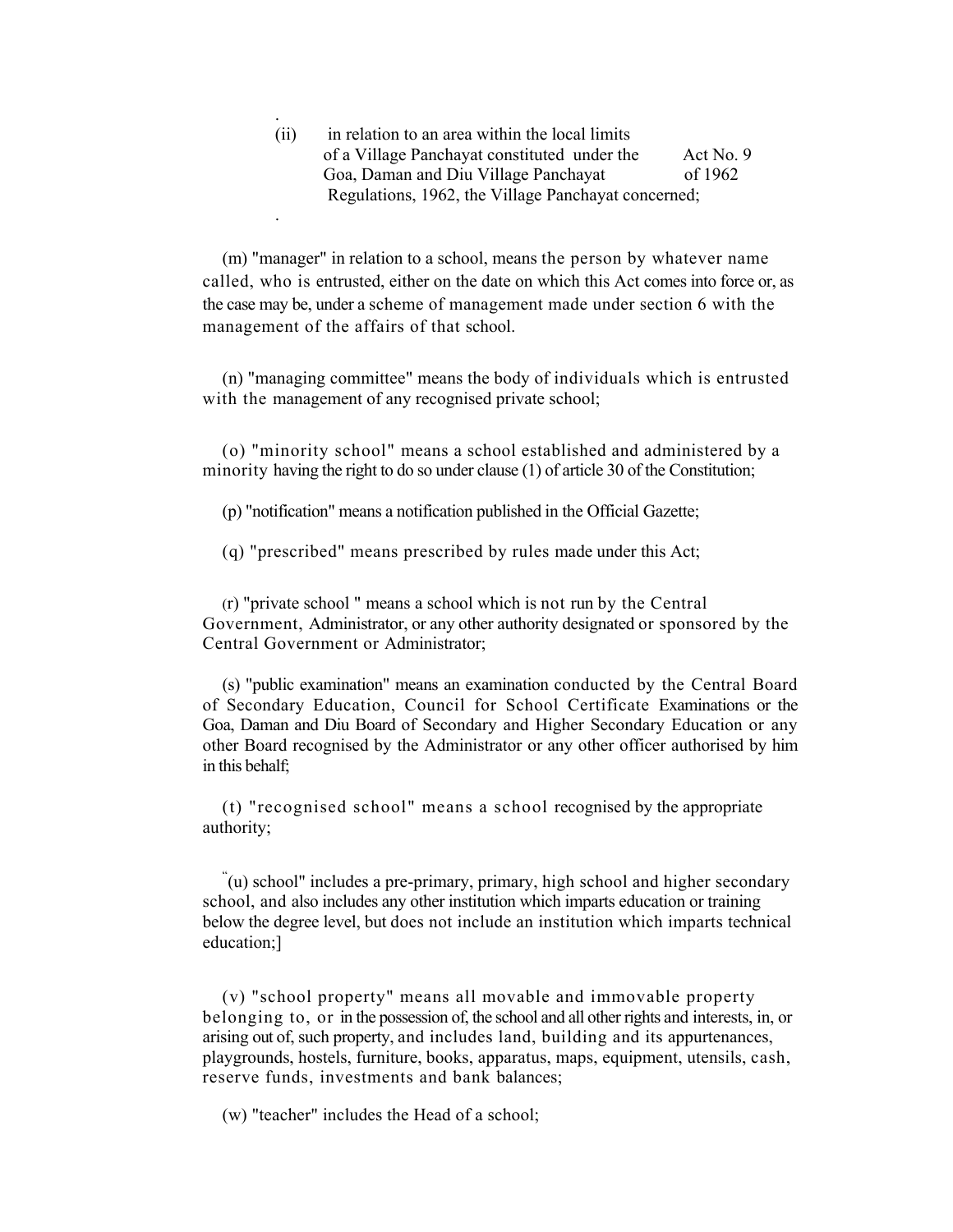(ii) in relation to an area within the local limits of a Village Panchayat constituted under the Goa, Daman and Diu Village Panchayat Regulations, 1962, the Village Panchayat concerned; Act No. 9 of 1962

(m) "manager" in relation to a school, means the person by whatever name called, who is entrusted, either on the date on which this Act comes into force or, as the case may be, under a scheme of management made under section 6 with the management of the affairs of that school.

(n) "managing committee" means the body of individuals which is entrusted with the management of any recognised private school;

(o) "minority school" means a school established and administered by a minority having the right to do so under clause (1) of article 30 of the Constitution;

(p) "notification" means a notification published in the Official Gazette;

(q) "prescribed" means prescribed by rules made under this Act;

(r) "private school " means a school which is not run by the Central Government, Administrator, or any other authority designated or sponsored by the Central Government or Administrator;

(s) "public examination" means an examination conducted by the Central Board of Secondary Education, Council for School Certificate Examinations or the Goa, Daman and Diu Board of Secondary and Higher Secondary Education or any other Board recognised by the Administrator or any other officer authorised by him in this behalf;

(t) "recognised school" means a school recognised by the appropriate authority;

"(u) school" includes a pre-primary, primary, high school and higher secondary school, and also includes any other institution which imparts education or training below the degree level, but does not include an institution which imparts technical education;]

(v) "school property" means all movable and immovable property belonging to, or in the possession of, the school and all other rights and interests, in, or arising out of, such property, and includes land, building and its appurtenances, playgrounds, hostels, furniture, books, apparatus, maps, equipment, utensils, cash, reserve funds, investments and bank balances;

(w) "teacher" includes the Head of a school;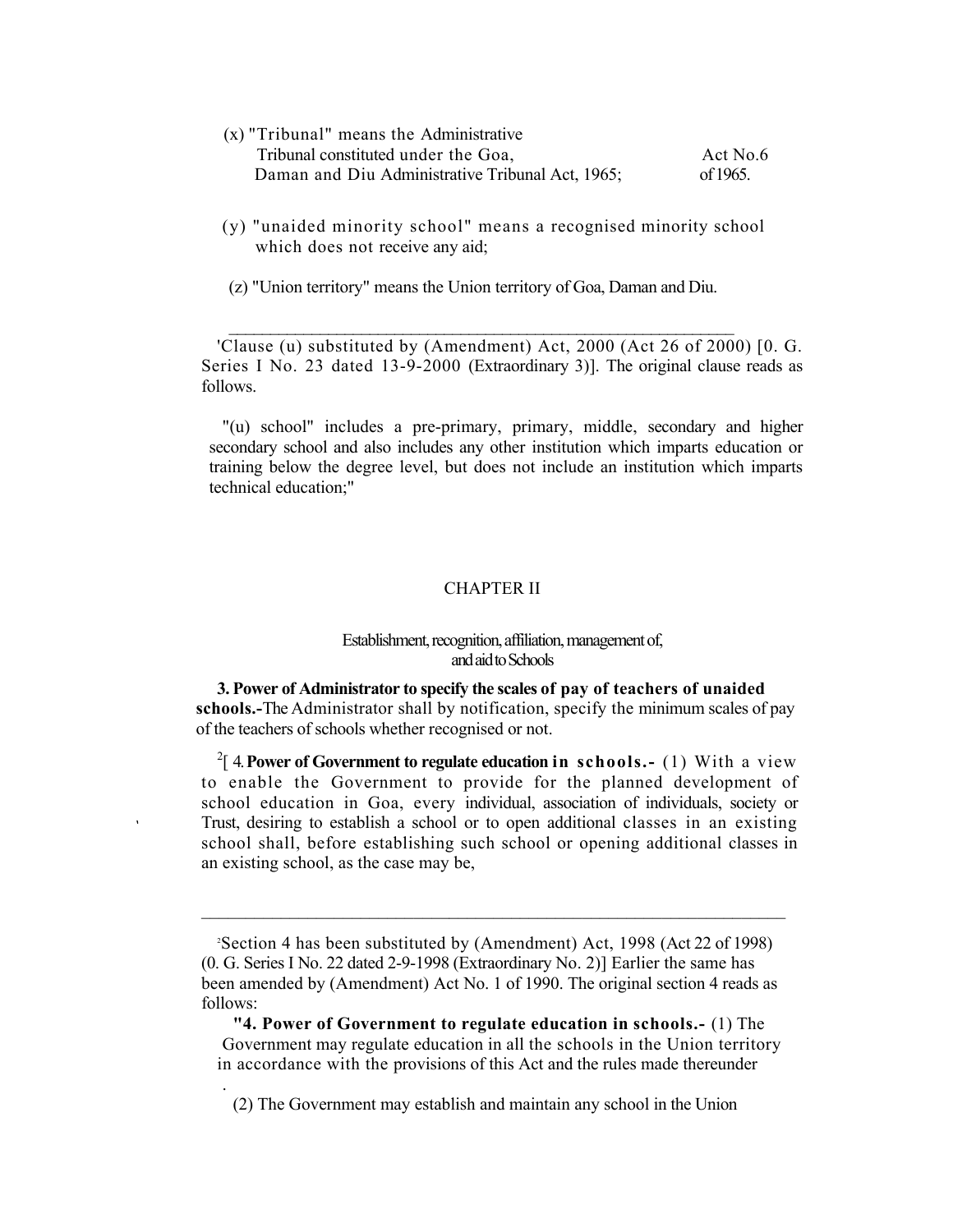(x) "Tribunal" means the Administrative Tribunal constituted under the Goa, Daman and Diu Administrative Tribunal Act, 1965; Act No.6 of 1965.

(y) "unaided minority school" means a recognised minority school which does not receive any aid;

(z) "Union territory" means the Union territory of Goa, Damen and Diu.

---

[1] Clause (u) substituted by (Amendment) Act, 2000 (Act 26 of 2000) [0. G. Series I No. 23 dated 13-9-2000 (Extraordinary 3)]. The original clause reads as follows.

"(u) school" includes a pre-primary, primary, middle, secondary and higher secondary school and also includes any other institution which imparts education or training below the degree level, but does not include an institution which imparts technical education;"

## CHAPTER II

### Establishment, recognition, affiliation, management of, and aid to Schools

**3. Power of Administrator to specify the scales of pay of teachers of unaided schools.-** The Administrator shall by notification, specify the minimum scales of pay of the teachers of schools whether recognised or not.

[2][ **4. Power of Government to regulate education in schools.-** (1) With a view to enable the Government to provide for the planned development of school education in Goa, every individual, association of individuals, society or Trust, desiring to establish a school or to open additional classes in an existing school shall, before establishing such school or opening additional classes in an existing school, as the case may be,

---

[2] Section 4 has been substituted by (Amendment) Act, 1998 (Act 22 of 1998) (0. G. Series I No. 22 dated 2-9-1998 (Extraordinary No. 2)] Earlier the same has been amended by (Amendment) Act No. 1 of 1990. The original section 4 reads as follows:

"**4. Power of Government to regulate education in schools.-** (1) The Government may regulate education in all the schools in the Union territory in accordance with the provisions of this Act and the rules made thereunder

.

(2) The Government may establish and maintain any school in the Union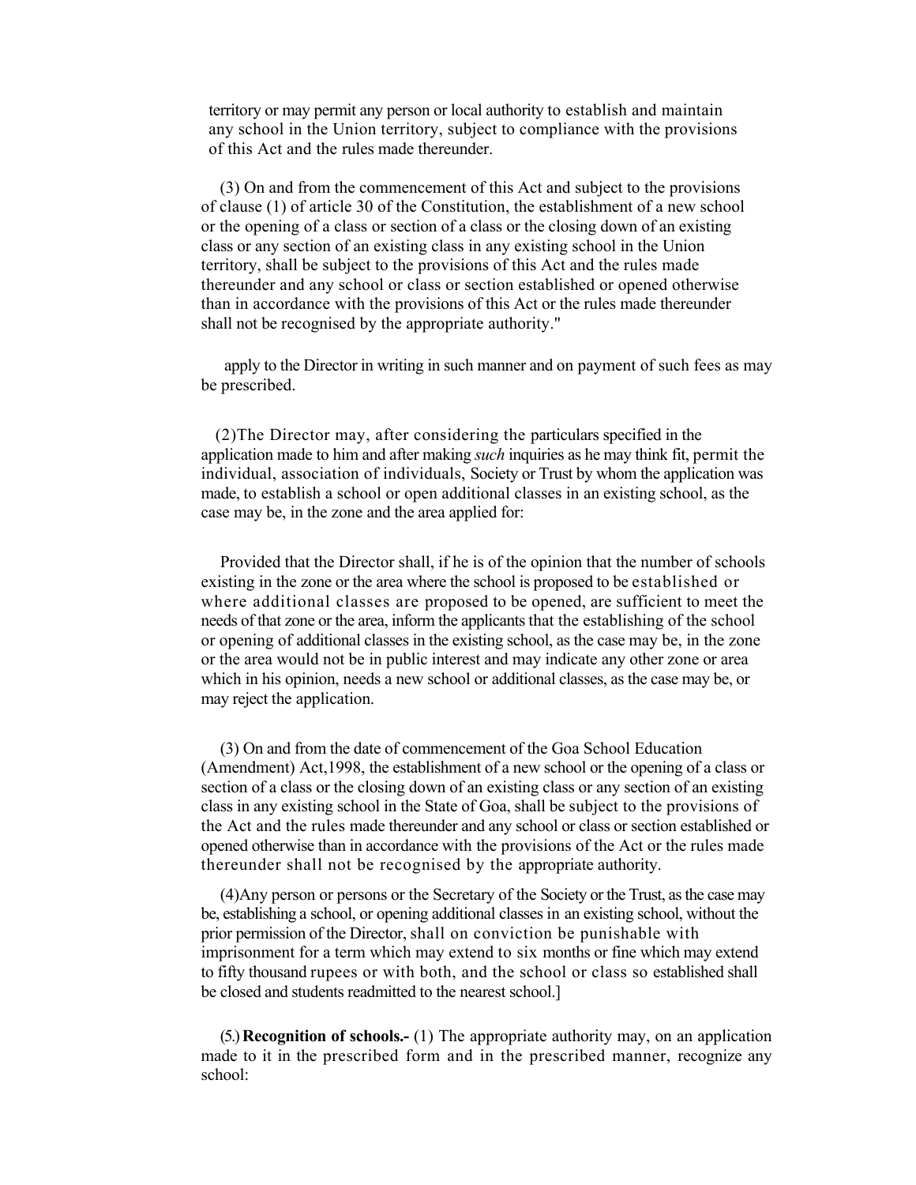territory or may permit any person or local authority to establish and maintain any school in the Union territory, subject to compliance with the provisions of this Act and the rules made thereunder.

(3) On and from the commencement of this Act and subject to the provisions of clause (1) of article 30 of the Constitution, the establishment of a new school or the opening of a class or section of a class or the closing down of an existing class or any section of an existing class in any existing school in the Union territory, shall be subject to the provisions of this Act and the rules made thereunder and any school or class or section established or opened otherwise than in accordance with the provisions of this Act or the rules made thereunder shall not be recognised by the appropriate authority."

apply to the Director in writing in such manner and on payment of such fees as may be prescribed.

(2)The Director may, after considering the particulars specified in the application made to him and after making *such* inquiries as he may think fit, permit the individual, association of individuals, Society or Trust by whom the application was made, to establish a school or open additional classes in an existing school, as the case may be, in the zone and the area applied for:

Provided that the Director shall, if he is of the opinion that the number of schools existing in the zone or the area where the school is proposed to be established or where additional classes are proposed to be opened, are sufficient to meet the needs of that zone or the area, inform the applicants that the establishing of the school or opening of additional classes in the existing school, as the case may be, in the zone or the area would not be in public interest and may indicate any other zone or area which in his opinion, needs a new school or additional classes, as the case may be, or may reject the application.

(3) On and from the date of commencement of the Goa School Education (Amendment) Act,1998, the establishment of a new school or the opening of a class or section of a class or the closing down of an existing class or any section of an existing class in any existing school in the State of Goa, shall be subject to the provisions of the Act and the rules made thereunder and any school or class or section established or opened otherwise than in accordance with the provisions of the Act or the rules made thereunder shall not be recognised by the appropriate authority.

(4)Any person or persons or the Secretary of the Society or the Trust, as the case may be, establishing a school, or opening additional classes in an existing school, without the prior permission of the Director, shall on conviction be punishable with imprisonment for a term which may extend to six months or fine which may extend to fifty thousand rupees or with both, and the school or class so established shall be closed and students readmitted to the nearest school.]

(5.) **Recognition of schools.-** (1) The appropriate authority may, on an application made to it in the prescribed form and in the prescribed manner, recognize any school: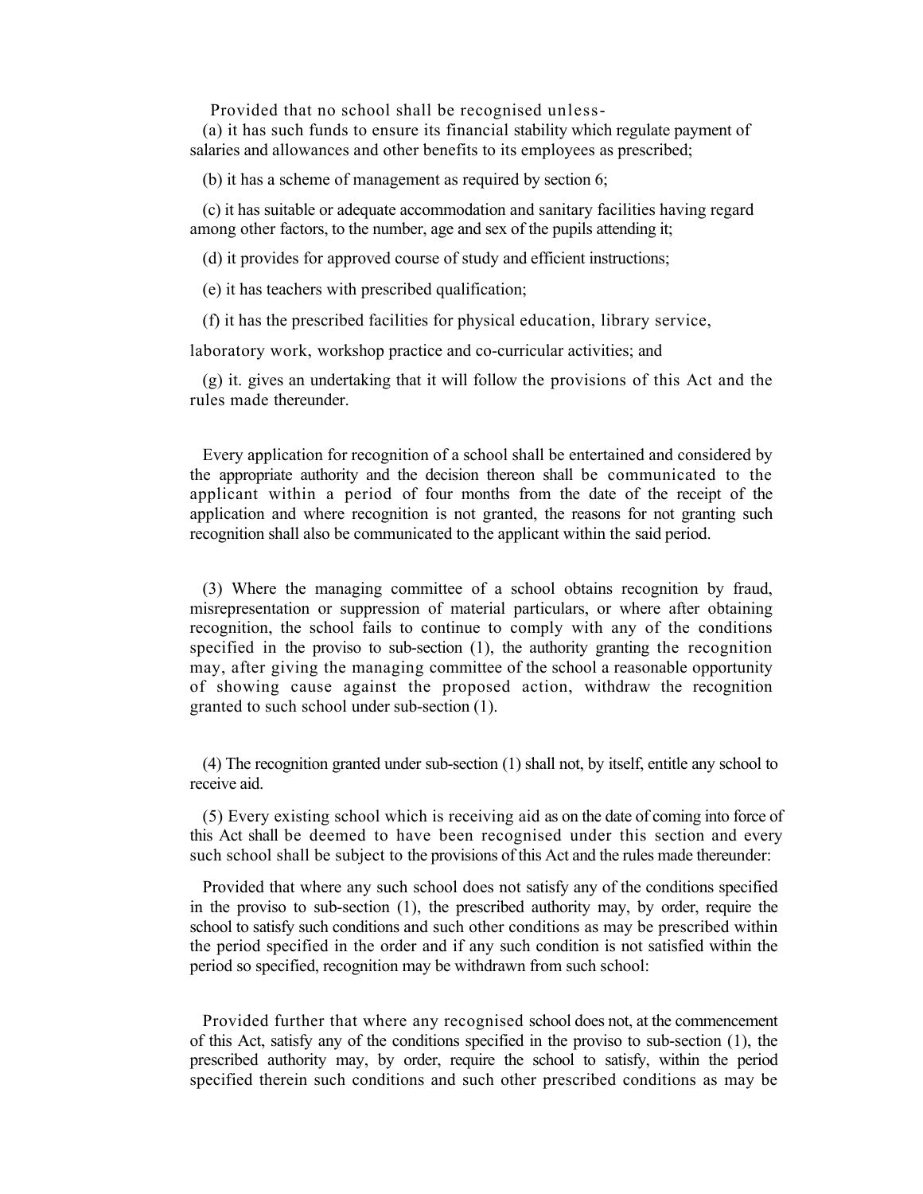Provided that no school shall be recognised unless-

(a) it has such funds to ensure its financial stability which regulate payment of salaries and allowances and other benefits to its employees as prescribed;

(b) it has a scheme of management as required by section 6;

(c) it has suitable or adequate accommodation and sanitary facilities having regard among other factors, to the number, age and sex of the pupils attending it;

(d) it provides for approved course of study and efficient instructions;

(e) it has teachers with prescribed qualification;

(f) it has the prescribed facilities for physical education, library service, laboratory work, workshop practice and co-curricular activities; and

(g) it. gives an undertaking that it will follow the provisions of this Act and the rules made thereunder.

Every application for recognition of a school shall be entertained and considered by the appropriate authority and the decision thereon shall be communicated to the applicant within a period of four months from the date of the receipt of the application and where recognition is not granted, the reasons for not granting such recognition shall also be communicated to the applicant within the said period.

(3) Where the managing committee of a school obtains recognition by fraud, misrepresentation or suppression of material particulars, or where after obtaining recognition, the school fails to continue to comply with any of the conditions specified in the proviso to sub-section (1), the authority granting the recognition may, after giving the managing committee of the school a reasonable opportunity of showing cause against the proposed action, withdraw the recognition granted to such school under sub-section (1).

(4) The recognition granted under sub-section (1) shall not, by itself, entitle any school to receive aid.

(5) Every existing school which is receiving aid as on the date of coming into force of this Act shall be deemed to have been recognised under this section and every such school shall be subject to the provisions of this Act and the rules made thereunder:

Provided that where any such school does not satisfy any of the conditions specified in the proviso to sub-section (1), the prescribed authority may, by order, require the school to satisfy such conditions and such other conditions as may be prescribed within the period specified in the order and if any such condition is not satisfied within the period so specified, recognition may be withdrawn from such school:

Provided further that where any recognised school does not, at the commencement of this Act, satisfy any of the conditions specified in the proviso to sub-section (1), the prescribed authority may, by order, require the school to satisfy, within the period specified therein such conditions and such other prescribed conditions as may be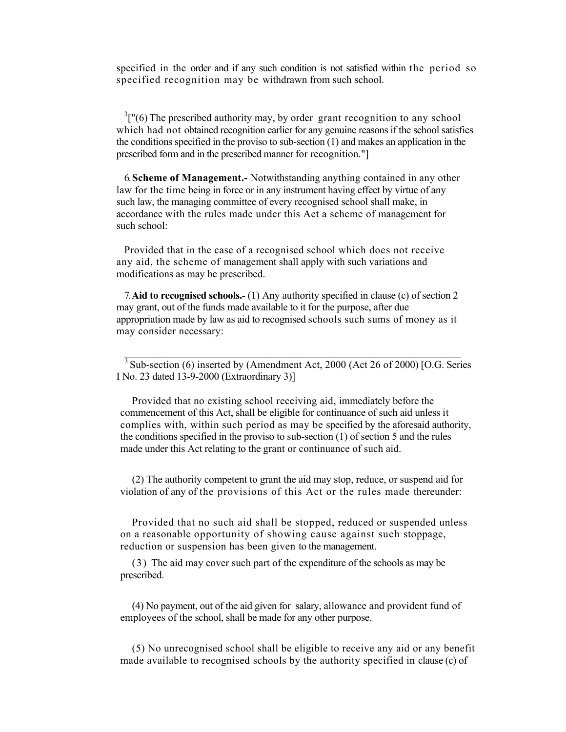specified in the order and if any such condition is not satisfied within the period so specified recognition may be withdrawn from such school.

[3]["(6) The prescribed authority may, by order grant recognition to any school which had not obtained recognition earlier for any genuine reasons if the school satisfies the conditions specified in the proviso to sub-section (1) and makes an application in the prescribed form and in the prescribed manner for recognition."]

6. **Scheme of Management.-** Notwithstanding anything contained in any other law for the time being in force or in any instrument having effect by virtue of any such law, the managing committee of every recognised school shall make, in accordance with the rules made under this Act a scheme of management for such school:

Provided that in the case of a recognised school which does not receive any aid, the scheme of management shall apply with such variations and modifications as may be prescribed.

7. **Aid to recognised schools.-** (1) Any authority specified in clause (c) of section 2 may grant, out of the funds made available to it for the purpose, after due appropriation made by law as aid to recognised schools such sums of money as it may consider necessary:

[3] Sub-section (6) inserted by (Amendment Act, 2000 (Act 26 of 2000) [O.G. Series I No. 23 dated 13-9-2000 (Extraordinary 3)]

Provided that no existing school receiving aid, immediately before the commencement of this Act, shall be eligible for continuance of such aid unless it complies with, within such period as may be specified by the aforesaid authority, the conditions specified in the proviso to sub-section (1) of section 5 and the rules made under this Act relating to the grant or continuance of such aid.

(2) The authority competent to grant the aid may stop, reduce, or suspend aid for violation of any of the provisions of this Act or the rules made thereunder:

Provided that no such aid shall be stopped, reduced or suspended unless on a reasonable opportunity of showing cause against such stoppage, reduction or suspension has been given to the management.

(3) The aid may cover such part of the expenditure of the schools as may be prescribed.

(4) No payment, out of the aid given for salary, allowance and provident fund of employees of the school, shall be made for any other purpose.

(5) No unrecognised school shall be eligible to receive any aid or any benefit made available to recognised schools by the authority specified in clause (c) of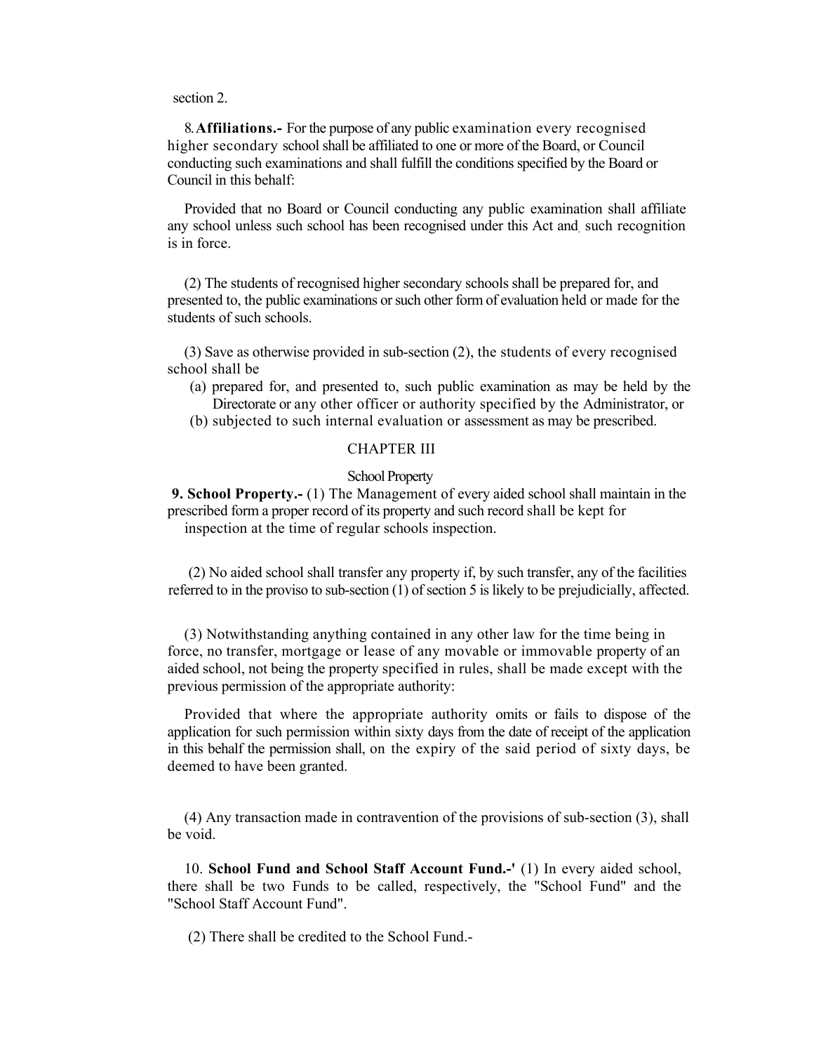section 2.

8. **Affiliations.-** For the purpose of any public examination every recognised higher secondary school shall be affiliated to one or more of the Board, or Council conducting such examinations and shall fulfill the conditions specified by the Board or Council in this behalf:

Provided that no Board or Council conducting any public examination shall affiliate any school unless such school has been recognised under this Act and such recognition is in force.

(2) The students of recognised higher secondary schools shall be prepared for, and presented to, the public examinations or such other form of evaluation held or made for the students of such schools.

(3) Save as otherwise provided in sub-section (2), the students of every recognised school shall be

(a) prepared for, and presented to, such public examination as may be held by the Directorate or any other officer or authority specified by the Administrator, or

(b) subjected to such internal evaluation or assessment as may be prescribed.

## CHAPTER III

### School Property

**9. School Property.-** (1) The Management of every aided school shall maintain in the prescribed form a proper record of its property and such record shall be kept for inspection at the time of regular schools inspection.

(2) No aided school shall transfer any property if, by such transfer, any of the facilities referred to in the proviso to sub-section (1) of section 5 is likely to be prejudicially, affected.

(3) Notwithstanding anything contained in any other law for the time being in force, no transfer, mortgage or lease of any movable or immovable property of an aided school, not being the property specified in rules, shall be made except with the previous permission of the appropriate authority:

Provided that where the appropriate authority omits or fails to dispose of the application for such permission within sixty days from the date of receipt of the application in this behalf the permission shall, on the expiry of the said period of sixty days, be deemed to have been granted.

(4) Any transaction made in contravention of the provisions of sub-section (3), shall be void.

10. **School Fund and School Staff Account Fund.-'** (1) In every aided school, there shall be two Funds to be called, respectively, the "School Fund" and the "School Staff Account Fund".

(2) There shall be credited to the School Fund.-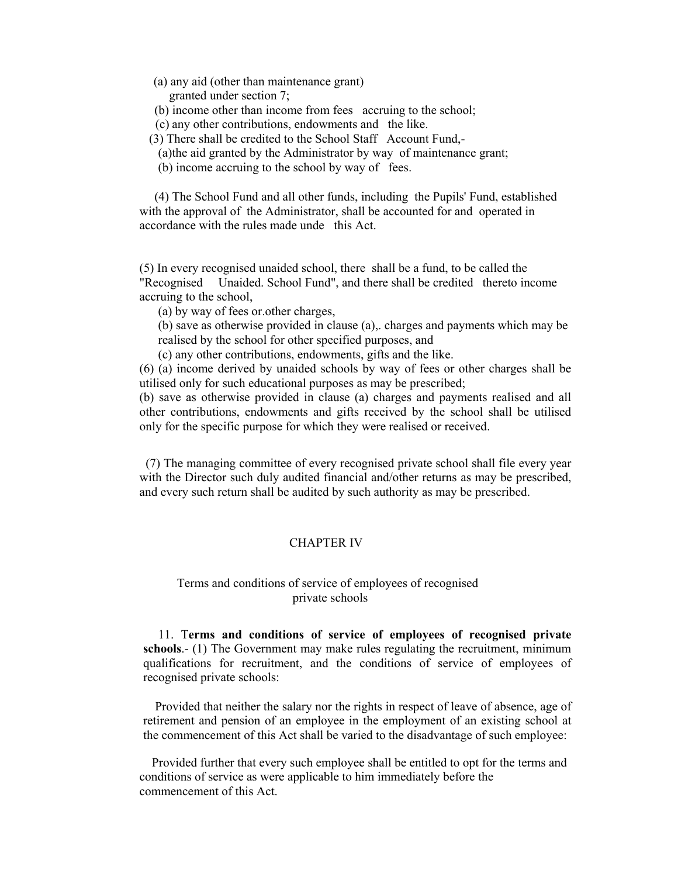(a) any aid (other than maintenance grant) granted under section 7;

(b) income other than income from fees accruing to the school;

(c) any other contributions, endowments and the like.

(3) There shall be credited to the School Staff Account Fund,-

(a)the aid granted by the Administrator by way of maintenance grant;

(b) income accruing to the school by way of fees.

(4) The School Fund and all other funds, including the Pupils' Fund, established with the approval of the Administrator, shall be accounted for and operated in accordance with the rules made unde this Act.

(5) In every recognised unaided school, there shall be a fund, to be called the "Recognised Unaided. School Fund", and there shall be credited thereto income accruing to the school,

(a) by way of fees or.other charges,

(b) save as otherwise provided in clause (a),. charges and payments which may be realised by the school for other specified purposes, and

(c) any other contributions, endowments, gifts and the like.

(6) (a) income derived by unaided schools by way of fees or other charges shall be utilised only for such educational purposes as may be prescribed;

(b) save as otherwise provided in clause (a) charges and payments realised and all other contributions, endowments and gifts received by the school shall be utilised only for the specific purpose for which they were realised or received.

(7) The managing committee of every recognised private school shall file every year with the Director such duly audited financial and/other returns as may be prescribed, and every such return shall be audited by such authority as may be prescribed.

## CHAPTER IV

### Terms and conditions of service of employees of recognised private schools

11. **Terms and conditions of service of employees of recognised private schools**.- (1) The Government may make rules regulating the recruitment, minimum qualifications for recruitment, and the conditions of service of employees of recognised private schools:

Provided that neither the salary nor the rights in respect of leave of absence, age of retirement and pension of an employee in the employment of an existing school at the commencement of this Act shall be varied to the disadvantage of such employee:

Provided further that every such employee shall be entitled to opt for the terms and conditions of service as were applicable to him immediately before the commencement of this Act.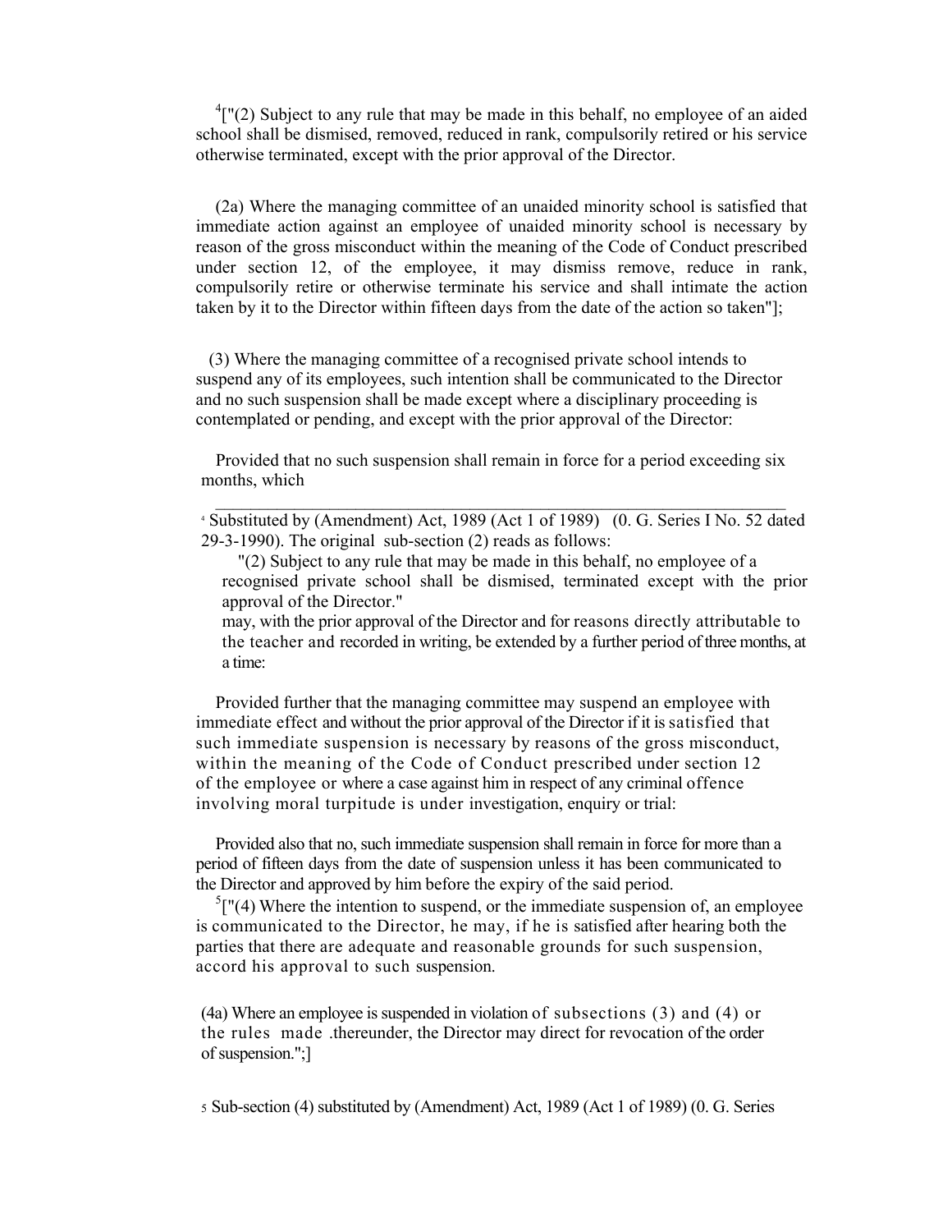[4]["(2) Subject to any rule that may be made in this behalf, no employee of an aided school shall be dismised, removed, reduced in rank, compulsorily retired or his service otherwise terminated, except with the prior approval of the Director.

(2a) Where the managing committee of an unaided minority school is satisfied that immediate action against an employee of unaided minority school is necessary by reason of the gross misconduct within the meaning of the Code of Conduct prescribed under section 12, of the employee, it may dismiss remove, reduce in rank, compulsorily retire or otherwise terminate his service and shall intimate the action taken by it to the Director within fifteen days from the date of the action so taken"];

(3) Where the managing committee of a recognised private school intends to suspend any of its employees, such intention shall be communicated to the Director and no such suspension shall be made except where a disciplinary proceeding is contemplated or pending, and except with the prior approval of the Director:

Provided that no such suspension shall remain in force for a period exceeding six months, which may, with the prior approval of the Director and for reasons directly attributable to the teacher and recorded in writing, be extended by a further period of three months, at a time:

Provided further that the managing committee may suspend an employee with immediate effect and without the prior approval of the Director if it is satisfied that such immediate suspension is necessary by reasons of the gross misconduct, within the meaning of the Code of Conduct prescribed under section 12 of the employee or where a case against him in respect of any criminal offence involving moral turpitude is under investigation, enquiry or trial:

Provided also that no, such immediate suspension shall remain in force for more than a period of fifteen days from the date of suspension unless it has been communicated to the Director and approved by him before the expiry of the said period.

[5]["(4) Where the intention to suspend, or the immediate suspension of, an employee is communicated to the Director, he may, if he is satisfied after hearing both the parties that there are adequate and reasonable grounds for such suspension, accord his approval to such suspension.

(4a) Where an employee is suspended in violation of subsections (3) and (4) or the rules made .thereunder, the Director may direct for revocation of the order of suspension.";]

---

[4] Substituted by (Amendment) Act, 1989 (Act 1 of 1989) (0. G. Series I No. 52 dated 29-3-1990). The original sub-section (2) reads as follows:

"(2) Subject to any rule that may be made in this behalf, no employee of a recognised private school shall be dismised, terminated except with the prior approval of the Director."

[5] Sub-section (4) substituted by (Amendment) Act, 1989 (Act 1 of 1989) (0. G. Series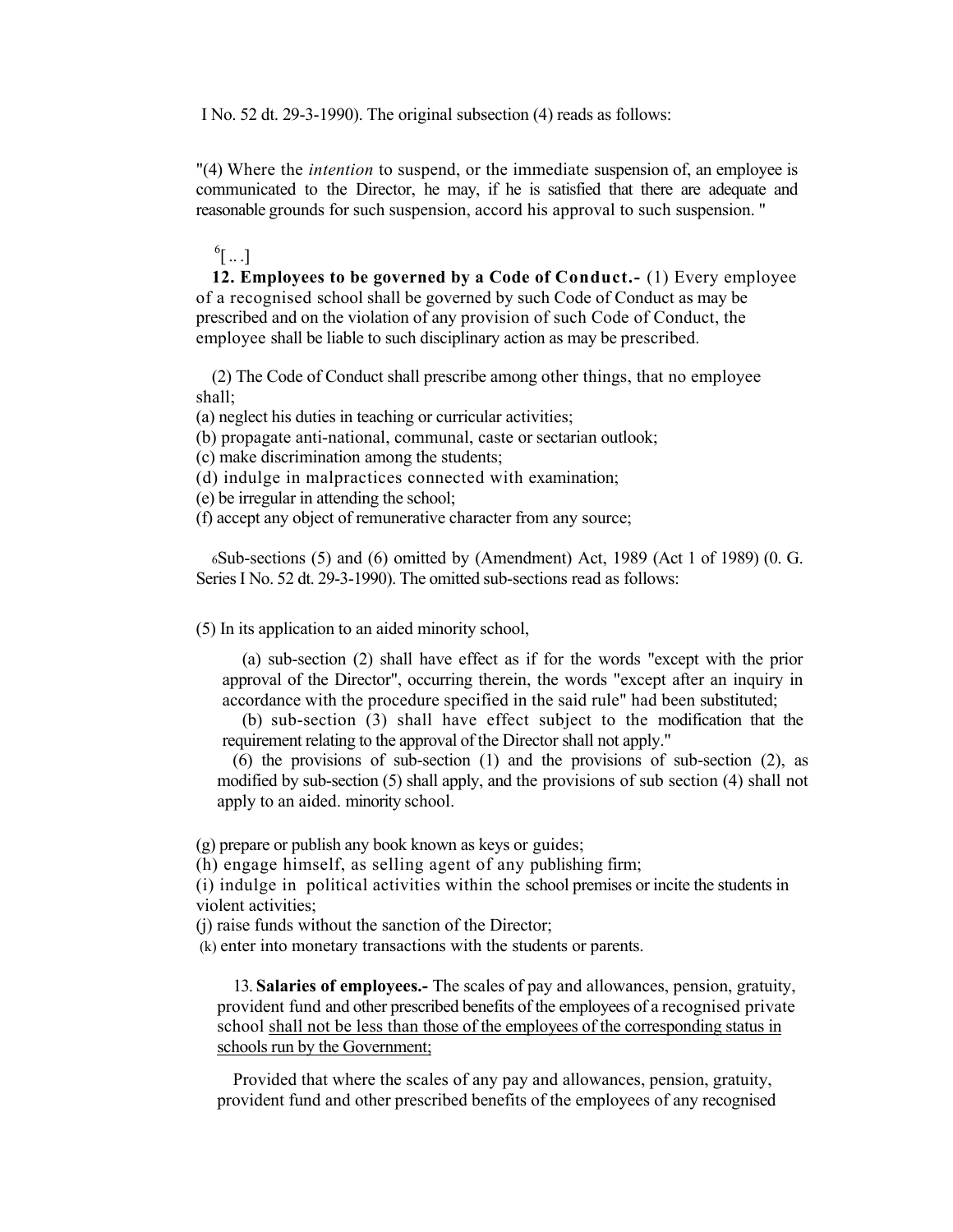I No. 52 dt. 29-3-1990). The original subsection (4) reads as follows:

"(4) Where the *intention* to suspend, or the immediate suspension of, an employee is communicated to the Director, he may, if he is satisfied that there are adequate and reasonable grounds for such suspension, accord his approval to such suspension. "

[6][ .. .]

**12. Employees to be governed by a Code of Conduct.-** (1) Every employee of a recognised school shall be governed by such Code of Conduct as may be prescribed and on the violation of any provision of such Code of Conduct, the employee shall be liable to such disciplinary action as may be prescribed.

(2) The Code of Conduct shall prescribe among other things, that no employee shall;

(a) neglect his duties in teaching or curricular activities;
(b) propagate anti-national, communal, caste or sectarian outlook;
(c) make discrimination among the students;
(d) indulge in malpractices connected with examination;
(e) be irregular in attending the school;
(f) accept any object of remunerative character from any source;

[6]Sub-sections (5) and (6) omitted by (Amendment) Act, 1989 (Act 1 of 1989) (0. G. Series I No. 52 dt. 29-3-1990). The omitted sub-sections read as follows:

(5) In its application to an aided minority school,

(a) sub-section (2) shall have effect as if for the words "except with the prior approval of the Director", occurring therein, the words "except after an inquiry in accordance with the procedure specified in the said rule" had been substituted;

(b) sub-section (3) shall have effect subject to the modification that the requirement relating to the approval of the Director shall not apply."

(6) the provisions of sub-section (1) and the provisions of sub-section (2), as modified by sub-section (5) shall apply, and the provisions of sub section (4) shall not apply to an aided. minority school.

(g) prepare or publish any book known as keys or guides;
(h) engage himself, as selling agent of any publishing firm;
(i) indulge in political activities within the school premises or incite the students in violent activities;
(j) raise funds without the sanction of the Director;
(k) enter into monetary transactions with the students or parents.

13. **Salaries of employees.-** The scales of pay and allowances, pension, gratuity, provident fund and other prescribed benefits of the employees of a recognised private school <u>shall not be less than those of the employees of the corresponding status in schools run by the Government;</u>

Provided that where the scales of any pay and allowances, pension, gratuity, provident fund and other prescribed benefits of the employees of any recognised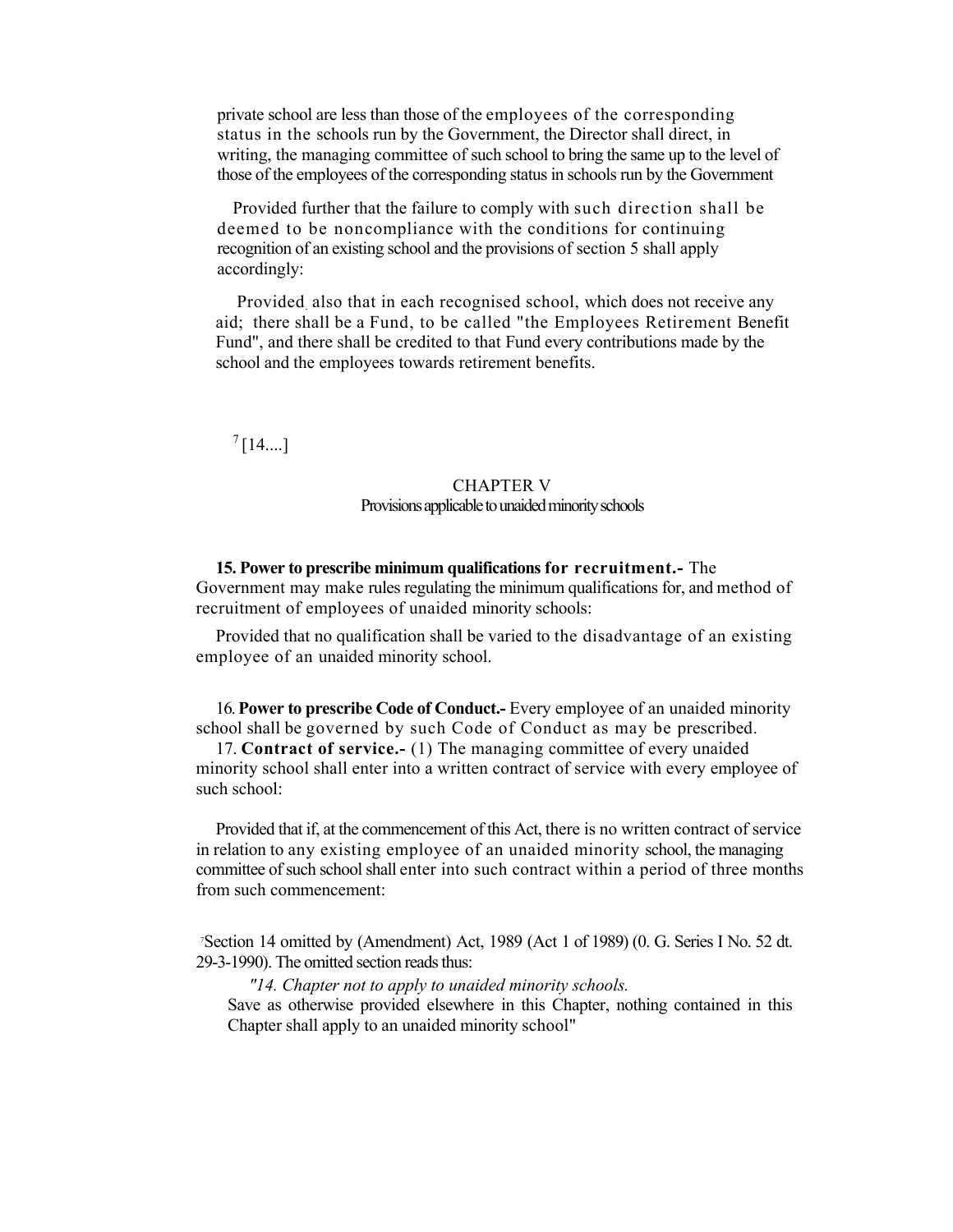private school are less than those of the employees of the corresponding status in the schools run by the Government, the Director shall direct, in writing, the managing committee of such school to bring the same up to the level of those of the employees of the corresponding status in schools run by the Government

Provided further that the failure to comply with such direction shall be deemed to be noncompliance with the conditions for continuing recognition of an existing school and the provisions of section 5 shall apply accordingly:

Provided also that in each recognised school, which does not receive any aid; there shall be a Fund, to be called "the Employees Retirement Benefit Fund", and there shall be credited to that Fund every contributions made by the school and the employees towards retirement benefits.

[7][14....]

## CHAPTER V
### Provisions applicable to unaided minority schools

**15. Power to prescribe minimum qualifications for recruitment.-** The Government may make rules regulating the minimum qualifications for, and method of recruitment of employees of unaided minority schools:

Provided that no qualification shall be varied to the disadvantage of an existing employee of an unaided minority school.

16. **Power to prescribe Code of Conduct.-** Every employee of an unaided minority school shall be governed by such Code of Conduct as may be prescribed.

17. **Contract of service.-** (1) The managing committee of every unaided minority school shall enter into a written contract of service with every employee of such school:

Provided that if, at the commencement of this Act, there is no written contract of service in relation to any existing employee of an unaided minority school, the managing committee of such school shall enter into such contract within a period of three months from such commencement:

[7]Section 14 omitted by (Amendment) Act, 1989 (Act 1 of 1989) (0. G. Series I No. 52 dt. 29-3-1990). The omitted section reads thus:

*"14. Chapter not to apply to unaided minority schools.*

Save as otherwise provided elsewhere in this Chapter, nothing contained in this Chapter shall apply to an unaided minority school"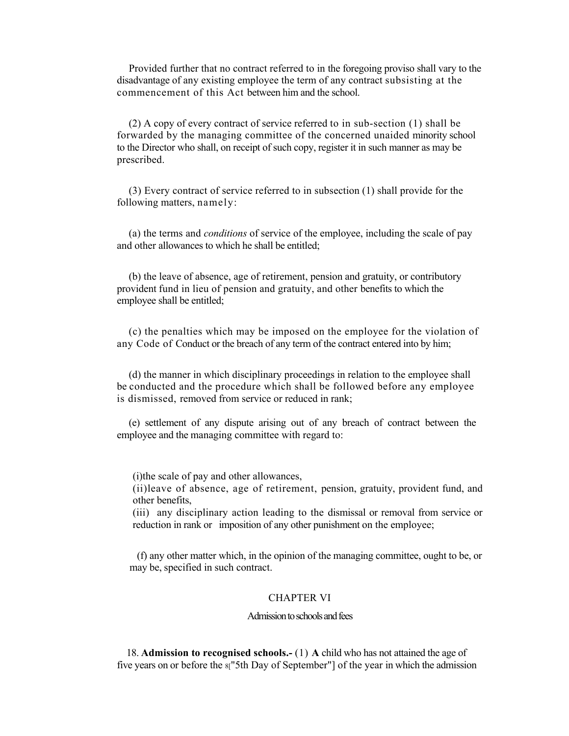Provided further that no contract referred to in the foregoing proviso shall vary to the disadvantage of any existing employee the term of any contract subsisting at the commencement of this Act between him and the school.

(2) A copy of every contract of service referred to in sub-section (1) shall be forwarded by the managing committee of the concerned unaided minority school to the Director who shall, on receipt of such copy, register it in such manner as may be prescribed.

(3) Every contract of service referred to in subsection (1) shall provide for the following matters, namely:

(a) the terms and *conditions* of service of the employee, including the scale of pay and other allowances to which he shall be entitled;

(b) the leave of absence, age of retirement, pension and gratuity, or contributory provident fund in lieu of pension and gratuity, and other benefits to which the employee shall be entitled;

(c) the penalties which may be imposed on the employee for the violation of any Code of Conduct or the breach of any term of the contract entered into by him;

(d) the manner in which disciplinary proceedings in relation to the employee shall be conducted and the procedure which shall be followed before any employee is dismissed, removed from service or reduced in rank;

(e) settlement of any dispute arising out of any breach of contract between the employee and the managing committee with regard to:

(i)the scale of pay and other allowances,
(ii)leave of absence, age of retirement, pension, gratuity, provident fund, and other benefits,
(iii) any disciplinary action leading to the dismissal or removal from service or reduction in rank or imposition of any other punishment on the employee;

(f) any other matter which, in the opinion of the managing committee, ought to be, or may be, specified in such contract.

## CHAPTER VI

### Admission to schools and fees

18. **Admission to recognised schools.-** (1) **A** child who has not attained the age of five years on or before the 8["5th Day of September"] of the year in which the admission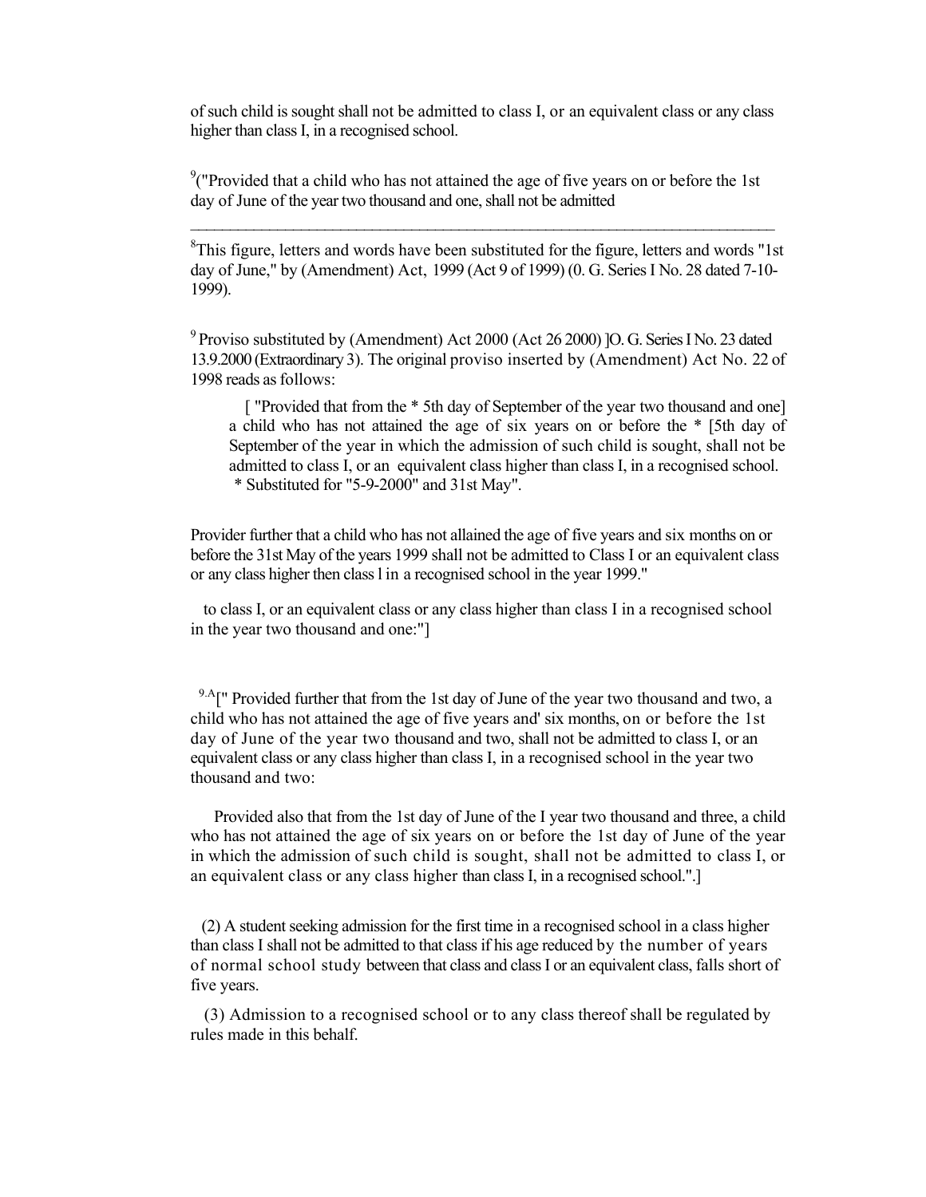of such child is sought shall not be admitted to class I, or an equivalent class or any class higher than class I, in a recognised school.

[9]("Provided that a child who has not attained the age of five years on or before the 1st day of June of the year two thousand and one, shall not be admitted

---

[8]This figure, letters and words have been substituted for the figure, letters and words "1st day of June," by (Amendment) Act, 1999 (Act 9 of 1999) (0. G. Series I No. 28 dated 7-10-1999).

[9] Proviso substituted by (Amendment) Act 2000 (Act 26 2000) ]O. G. Series I No. 23 dated 13.9.2000 (Extraordinary 3). The original proviso inserted by (Amendment) Act No. 22 of 1998 reads as follows:

> [ "Provided that from the * 5th day of September of the year two thousand and one] a child who has not attained the age of six years on or before the * [5th day of September of the year in which the admission of such child is sought, shall not be admitted to class I, or an equivalent class higher than class I, in a recognised school.
> * Substituted for "5-9-2000" and 31st May".

Provider further that a child who has not allained the age of five years and six months on or before the 31st May of the years 1999 shall not be admitted to Class I or an equivalent class or any class higher then class l in a recognised school in the year 1999."

to class I, or an equivalent class or any class higher than class I in a recognised school in the year two thousand and one:"]

[9.A][" Provided further that from the 1st day of June of the year two thousand and two, a child who has not attained the age of five years and' six months, on or before the 1st day of June of the year two thousand and two, shall not be admitted to class I, or an equivalent class or any class higher than class I, in a recognised school in the year two thousand and two:

Provided also that from the 1st day of June of the I year two thousand and three, a child who has not attained the age of six years on or before the 1st day of June of the year in which the admission of such child is sought, shall not be admitted to class I, or an equivalent class or any class higher than class I, in a recognised school.".]

(2) A student seeking admission for the first time in a recognised school in a class higher than class I shall not be admitted to that class if his age reduced by the number of years of normal school study between that class and class I or an equivalent class, falls short of five years.

(3) Admission to a recognised school or to any class thereof shall be regulated by rules made in this behalf.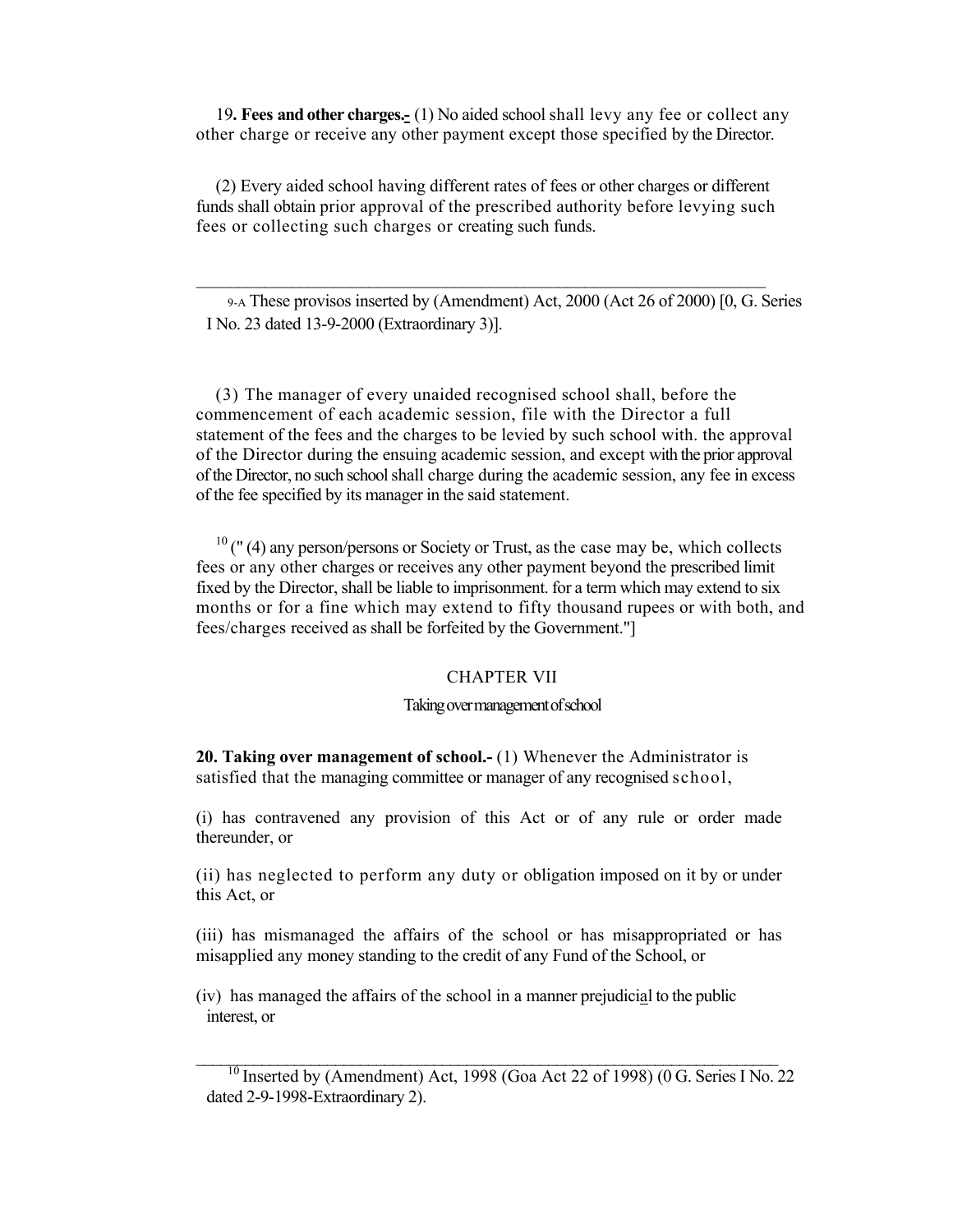19**. Fees and other charges.-** (1) No aided school shall levy any fee or collect any other charge or receive any other payment except those specified by the Director.

(2) Every aided school having different rates of fees or other charges or different funds shall obtain prior approval of the prescribed authority before levying such fees or collecting such charges or creating such funds.

---

9-A These provisos inserted by (Amendment) Act, 2000 (Act 26 of 2000) [0, G. Series I No. 23 dated 13-9-2000 (Extraordinary 3)].

(3) The manager of every unaided recognised school shall, before the commencement of each academic session, file with the Director a full statement of the fees and the charges to be levied by such school with. the approval of the Director during the ensuing academic session, and except with the prior approval of the Director, no such school shall charge during the academic session, any fee in excess of the fee specified by its manager in the said statement.

[10] (" (4) any person/persons or Society or Trust, as the case may be, which collects fees or any other charges or receives any other payment beyond the prescribed limit fixed by the Director, shall be liable to imprisonment. for a term which may extend to six months or for a fine which may extend to fifty thousand rupees or with both, and fees/charges received as shall be forfeited by the Government."]

## CHAPTER VII

### Taking over management of school

**20. Taking over management of school.-** (1) Whenever the Administrator is satisfied that the managing committee or manager of any recognised school,

(i) has contravened any provision of this Act or of any rule or order made thereunder, or

(ii) has neglected to perform any duty or obligation imposed on it by or under this Act, or

(iii) has mismanaged the affairs of the school or has misappropriated or has misapplied any money standing to the credit of any Fund of the School, or

(iv) has managed the affairs of the school in a manner prejudicial to the public interest, or

---

[10] Inserted by (Amendment) Act, 1998 (Goa Act 22 of 1998) (0 G. Series I No. 22 dated 2-9-1998-Extraordinary 2).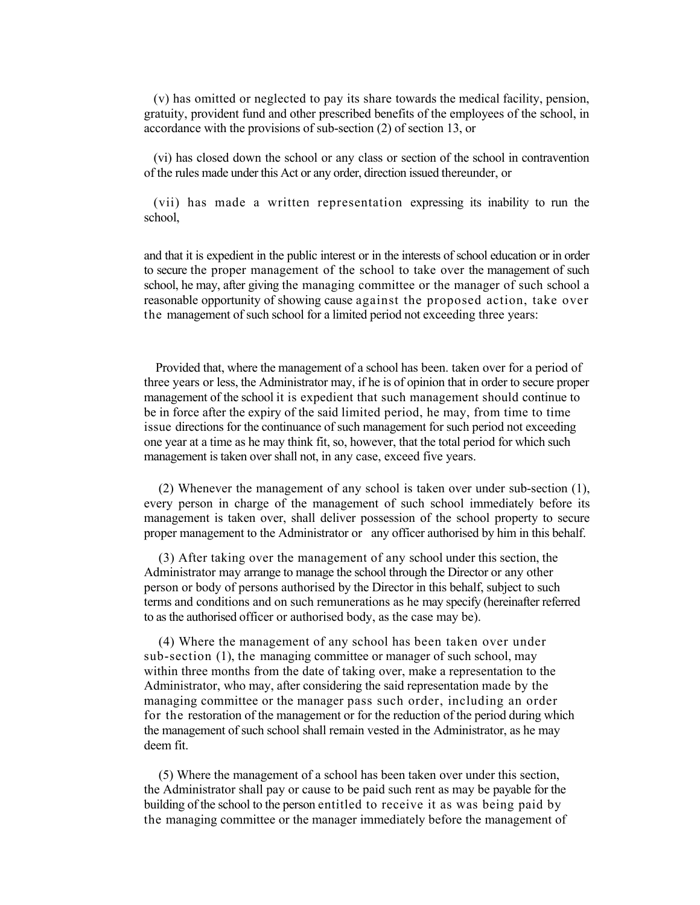(v) has omitted or neglected to pay its share towards the medical facility, pension, gratuity, provident fund and other prescribed benefits of the employees of the school, in accordance with the provisions of sub-section (2) of section 13, or

(vi) has closed down the school or any class or section of the school in contravention of the rules made under this Act or any order, direction issued thereunder, or

(vii) has made a written representation expressing its inability to run the school,

and that it is expedient in the public interest or in the interests of school education or in order to secure the proper management of the school to take over the management of such school, he may, after giving the managing committee or the manager of such school a reasonable opportunity of showing cause against the proposed action, take over the management of such school for a limited period not exceeding three years:

Provided that, where the management of a school has been. taken over for a period of three years or less, the Administrator may, if he is of opinion that in order to secure proper management of the school it is expedient that such management should continue to be in force after the expiry of the said limited period, he may, from time to time issue directions for the continuance of such management for such period not exceeding one year at a time as he may think fit, so, however, that the total period for which such management is taken over shall not, in any case, exceed five years.

(2) Whenever the management of any school is taken over under sub-section (1), every person in charge of the management of such school immediately before its management is taken over, shall deliver possession of the school property to secure proper management to the Administrator or any officer authorised by him in this behalf.

(3) After taking over the management of any school under this section, the Administrator may arrange to manage the school through the Director or any other person or body of persons authorised by the Director in this behalf, subject to such terms and conditions and on such remunerations as he may specify (hereinafter referred to as the authorised officer or authorised body, as the case may be).

(4) Where the management of any school has been taken over under sub-section (1), the managing committee or manager of such school, may within three months from the date of taking over, make a representation to the Administrator, who may, after considering the said representation made by the managing committee or the manager pass such order, including an order for the restoration of the management or for the reduction of the period during which the management of such school shall remain vested in the Administrator, as he may deem fit.

(5) Where the management of a school has been taken over under this section, the Administrator shall pay or cause to be paid such rent as may be payable for the building of the school to the person entitled to receive it as was being paid by the managing committee or the manager immediately before the management of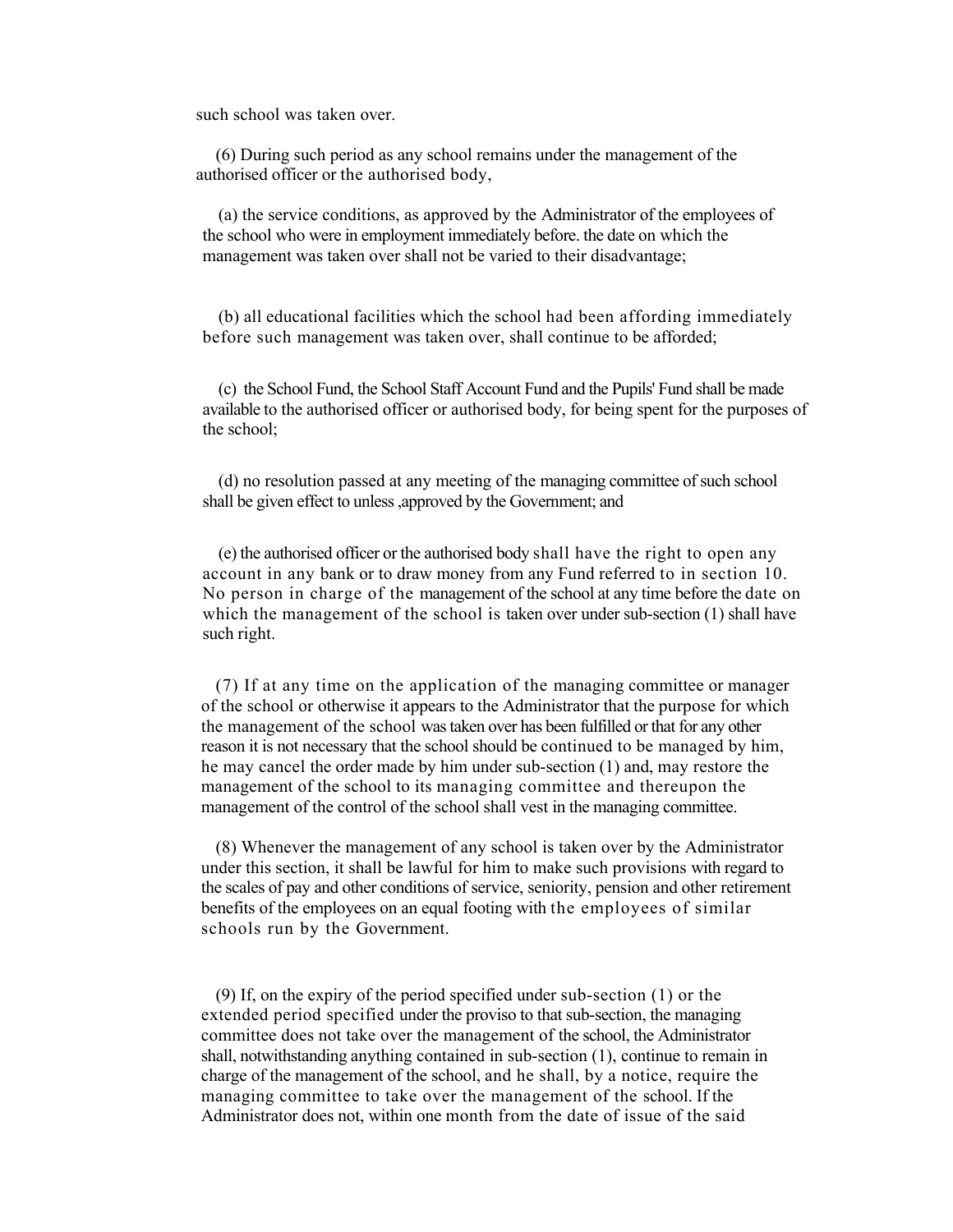such school was taken over.

(6) During such period as any school remains under the management of the authorised officer or the authorised body,

(a) the service conditions, as approved by the Administrator of the employees of the school who were in employment immediately before. the date on which the management was taken over shall not be varied to their disadvantage;

(b) all educational facilities which the school had been affording immediately before such management was taken over, shall continue to be afforded;

(c) the School Fund, the School Staff Account Fund and the Pupils' Fund shall be made available to the authorised officer or authorised body, for being spent for the purposes of the school;

(d) no resolution passed at any meeting of the managing committee of such school shall be given effect to unless ,approved by the Government; and

(e) the authorised officer or the authorised body shall have the right to open any account in any bank or to draw money from any Fund referred to in section 10. No person in charge of the management of the school at any time before the date on which the management of the school is taken over under sub-section (1) shall have such right.

(7) If at any time on the application of the managing committee or manager of the school or otherwise it appears to the Administrator that the purpose for which the management of the school was taken over has been fulfilled or that for any other reason it is not necessary that the school should be continued to be managed by him, he may cancel the order made by him under sub-section (1) and, may restore the management of the school to its managing committee and thereupon the management of the control of the school shall vest in the managing committee.

(8) Whenever the management of any school is taken over by the Administrator under this section, it shall be lawful for him to make such provisions with regard to the scales of pay and other conditions of service, seniority, pension and other retirement benefits of the employees on an equal footing with the employees of similar schools run by the Government.

(9) If, on the expiry of the period specified under sub-section (1) or the extended period specified under the proviso to that sub-section, the managing committee does not take over the management of the school, the Administrator shall, notwithstanding anything contained in sub-section (1), continue to remain in charge of the management of the school, and he shall, by a notice, require the managing committee to take over the management of the school. If the Administrator does not, within one month from the date of issue of the said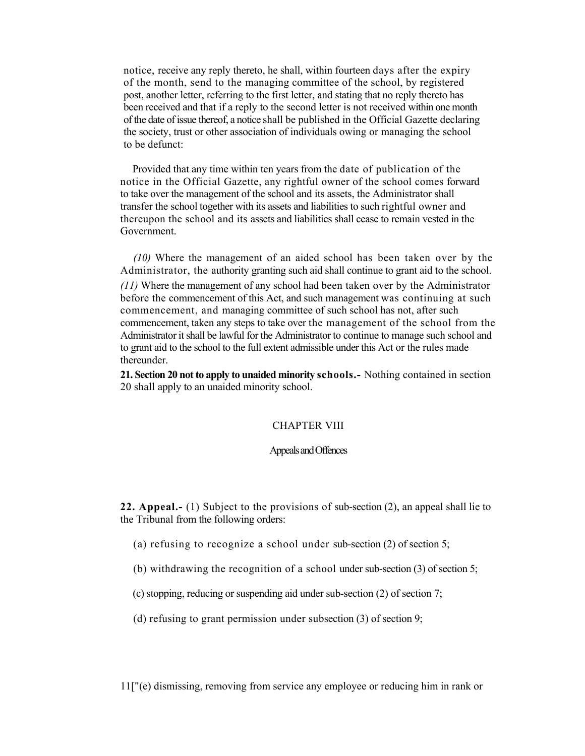notice, receive any reply thereto, he shall, within fourteen days after the expiry of the month, send to the managing committee of the school, by registered post, another letter, referring to the first letter, and stating that no reply thereto has been received and that if a reply to the second letter is not received within one month of the date of issue thereof, a notice shall be published in the Official Gazette declaring the society, trust or other association of individuals owing or managing the school to be defunct:

Provided that any time within ten years from the date of publication of the notice in the Official Gazette, any rightful owner of the school comes forward to take over the management of the school and its assets, the Administrator shall transfer the school together with its assets and liabilities to such rightful owner and thereupon the school and its assets and liabilities shall cease to remain vested in the Government.

*(10)* Where the management of an aided school has been taken over by the Administrator, the authority granting such aid shall continue to grant aid to the school.

*(11)* Where the management of any school had been taken over by the Administrator before the commencement of this Act, and such management was continuing at such commencement, and managing committee of such school has not, after such commencement, taken any steps to take over the management of the school from the Administrator it shall be lawful for the Administrator to continue to manage such school and to grant aid to the school to the full extent admissible under this Act or the rules made thereunder.

**21. Section 20 not to apply to unaided minority schools.-** Nothing contained in section 20 shall apply to an unaided minority school.

## CHAPTER VIII

### Appeals and Offences

**22. Appeal.-** (1) Subject to the provisions of sub-section (2), an appeal shall lie to the Tribunal from the following orders:

(a) refusing to recognize a school under sub-section (2) of section 5;

(b) withdrawing the recognition of a school under sub-section (3) of section 5;

(c) stopping, reducing or suspending aid under sub-section (2) of section 7;

(d) refusing to grant permission under subsection (3) of section 9;

11["(e) dismissing, removing from service any employee or reducing him in rank or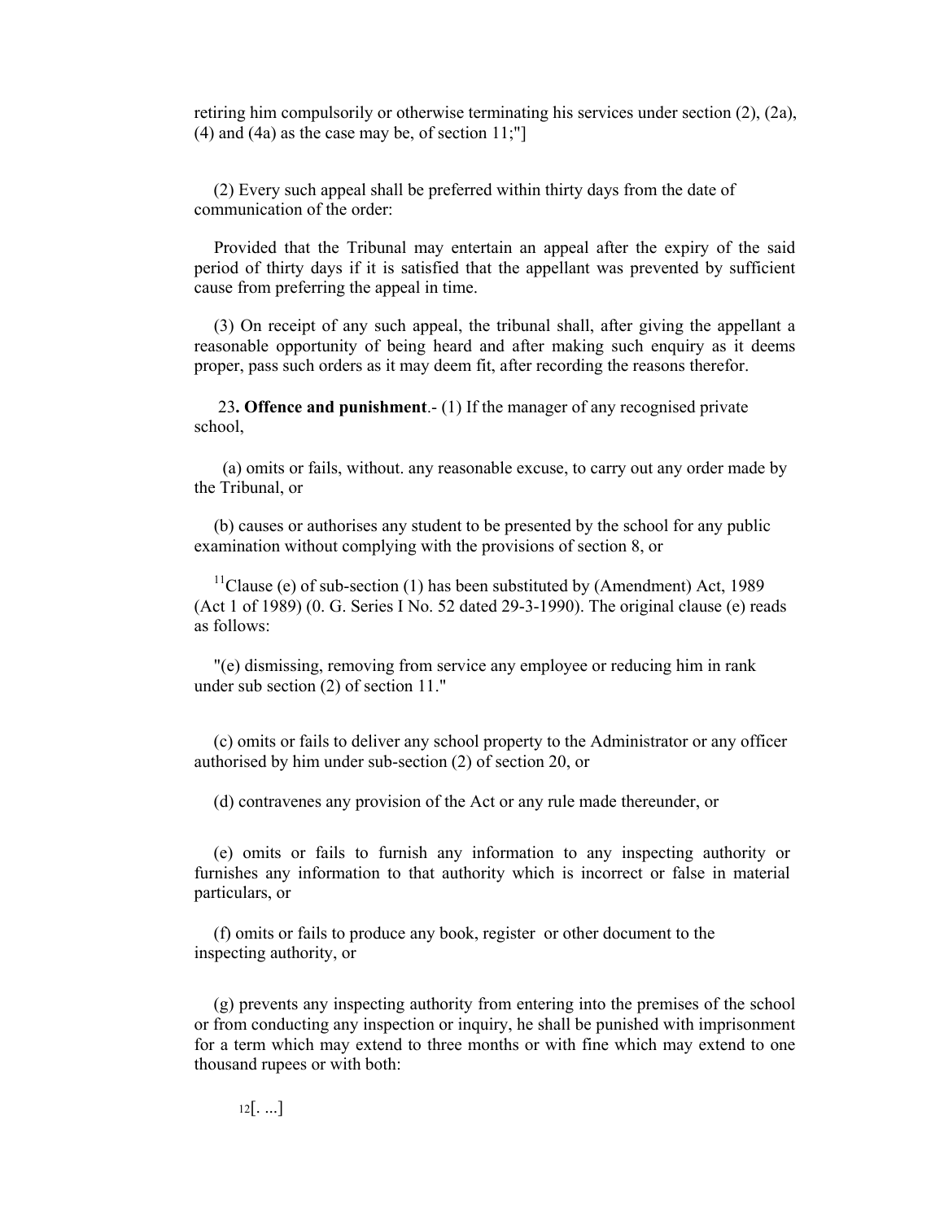retiring him compulsorily or otherwise terminating his services under section (2), (2a), (4) and (4a) as the case may be, of section 11;"]

(2) Every such appeal shall be preferred within thirty days from the date of communication of the order:

Provided that the Tribunal may entertain an appeal after the expiry of the said period of thirty days if it is satisfied that the appellant was prevented by sufficient cause from preferring the appeal in time.

(3) On receipt of any such appeal, the tribunal shall, after giving the appellant a reasonable opportunity of being heard and after making such enquiry as it deems proper, pass such orders as it may deem fit, after recording the reasons therefor.

23**. Offence and punishment**.- (1) If the manager of any recognised private school,

(a) omits or fails, without. any reasonable excuse, to carry out any order made by the Tribunal, or

(b) causes or authorises any student to be presented by the school for any public examination without complying with the provisions of section 8, or

[11]Clause (e) of sub-section (1) has been substituted by (Amendment) Act, 1989 (Act 1 of 1989) (0. G. Series I No. 52 dated 29-3-1990). The original clause (e) reads as follows:

"(e) dismissing, removing from service any employee or reducing him in rank under sub section (2) of section 11."

(c) omits or fails to deliver any school property to the Administrator or any officer authorised by him under sub-section (2) of section 20, or

(d) contravenes any provision of the Act or any rule made thereunder, or

(e) omits or fails to furnish any information to any inspecting authority or furnishes any information to that authority which is incorrect or false in material particulars, or

(f) omits or fails to produce any book, register or other document to the inspecting authority, or

(g) prevents any inspecting authority from entering into the premises of the school or from conducting any inspection or inquiry, he shall be punished with imprisonment for a term which may extend to three months or with fine which may extend to one thousand rupees or with both:

[12][. ...]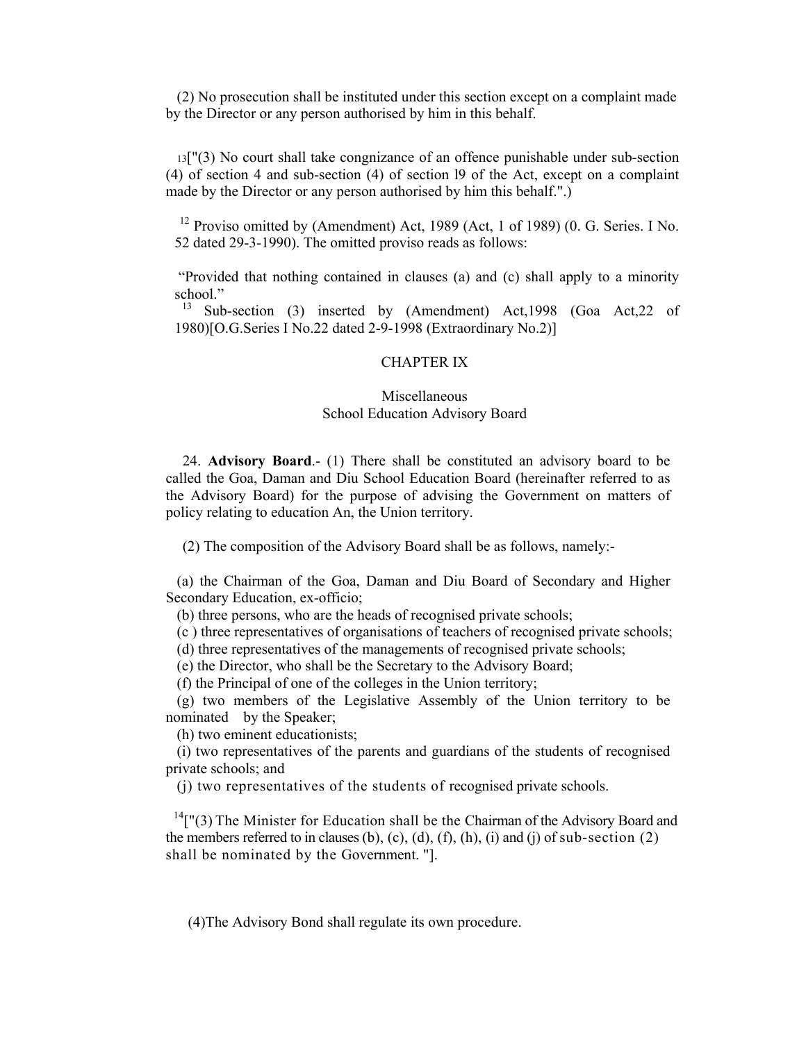(2) No prosecution shall be instituted under this section except on a complaint made by the Director or any person authorised by him in this behalf.

[13]["(3) No court shall take congnizance of an offence punishable under sub-section (4) of section 4 and sub-section (4) of section l9 of the Act, except on a complaint made by the Director or any person authorised by him this behalf.".)

[12] Proviso omitted by (Amendment) Act, 1989 (Act, 1 of 1989) (0. G. Series. I No. 52 dated 29-3-1990). The omitted proviso reads as follows:

"Provided that nothing contained in clauses (a) and (c) shall apply to a minority school."

[13] Sub-section (3) inserted by (Amendment) Act,1998 (Goa Act,22 of 1980)[O.G.Series I No.22 dated 2-9-1998 (Extraordinary No.2)]

## CHAPTER IX

### Miscellaneous
### School Education Advisory Board

24. **Advisory Board**.- (1) There shall be constituted an advisory board to be called the Goa, Daman and Diu School Education Board (hereinafter referred to as the Advisory Board) for the purpose of advising the Government on matters of policy relating to education An, the Union territory.

(2) The composition of the Advisory Board shall be as follows, namely:-

(a) the Chairman of the Goa, Daman and Diu Board of Secondary and Higher Secondary Education, ex-officio;

(b) three persons, who are the heads of recognised private schools;

(c ) three representatives of organisations of teachers of recognised private schools;

(d) three representatives of the managements of recognised private schools;

(e) the Director, who shall be the Secretary to the Advisory Board;

(f) the Principal of one of the colleges in the Union territory;

(g) two members of the Legislative Assembly of the Union territory to be nominated by the Speaker;

(h) two eminent educationists;

(i) two representatives of the parents and guardians of the students of recognised private schools; and

(j) two representatives of the students of recognised private schools.

[14]["(3) The Minister for Education shall be the Chairman of the Advisory Board and the members referred to in clauses (b), (c), (d), (f), (h), (i) and (j) of sub-section (2) shall be nominated by the Government. "].

(4)The Advisory Bond shall regulate its own procedure.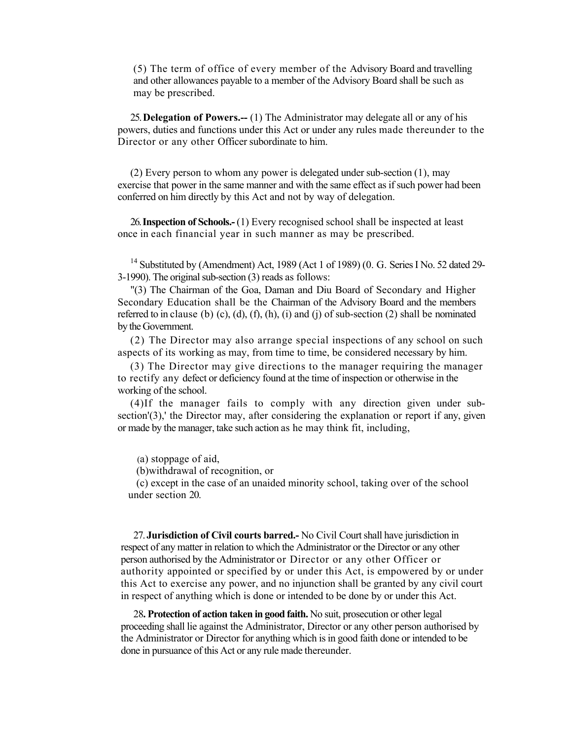(5) The term of office of every member of the Advisory Board and travelling and other allowances payable to a member of the Advisory Board shall be such as may be prescribed.

25. **Delegation of Powers.--** (1) The Administrator may delegate all or any of his powers, duties and functions under this Act or under any rules made thereunder to the Director or any other Officer subordinate to him.

(2) Every person to whom any power is delegated under sub-section (1), may exercise that power in the same manner and with the same effect as if such power had been conferred on him directly by this Act and not by way of delegation.

26. **Inspection of Schools.-** (1) Every recognised school shall be inspected at least once in each financial year in such manner as may be prescribed.

[14] Substituted by (Amendment) Act, 1989 (Act 1 of 1989) (0. G. Series I No. 52 dated 29-3-1990). The original sub-section (3) reads as follows:

"(3) The Chairman of the Goa, Daman and Diu Board of Secondary and Higher Secondary Education shall be the Chairman of the Advisory Board and the members referred to in clause (b) (c), (d), (f), (h), (i) and (j) of sub-section (2) shall be nominated by the Government.

(2) The Director may also arrange special inspections of any school on such aspects of its working as may, from time to time, be considered necessary by him.

(3) The Director may give directions to the manager requiring the manager to rectify any defect or deficiency found at the time of inspection or otherwise in the working of the school.

(4)If the manager fails to comply with any direction given under sub-section'(3),' the Director may, after considering the explanation or report if any, given or made by the manager, take such action as he may think fit, including,

(a) stoppage of aid,

(b)withdrawal of recognition, or

(c) except in the case of an unaided minority school, taking over of the school under section 20.

27. **Jurisdiction of Civil courts barred.-** No Civil Court shall have jurisdiction in respect of any matter in relation to which the Administrator or the Director or any other person authorised by the Administrator or Director or any other Officer or authority appointed or specified by or under this Act, is empowered by or under this Act to exercise any power, and no injunction shall be granted by any civil court in respect of anything which is done or intended to be done by or under this Act.

28**. Protection of action taken in good faith.** No suit, prosecution or other legal proceeding shall lie against the Administrator, Director or any other person authorised by the Administrator or Director for anything which is in good faith done or intended to be done in pursuance of this Act or any rule made thereunder.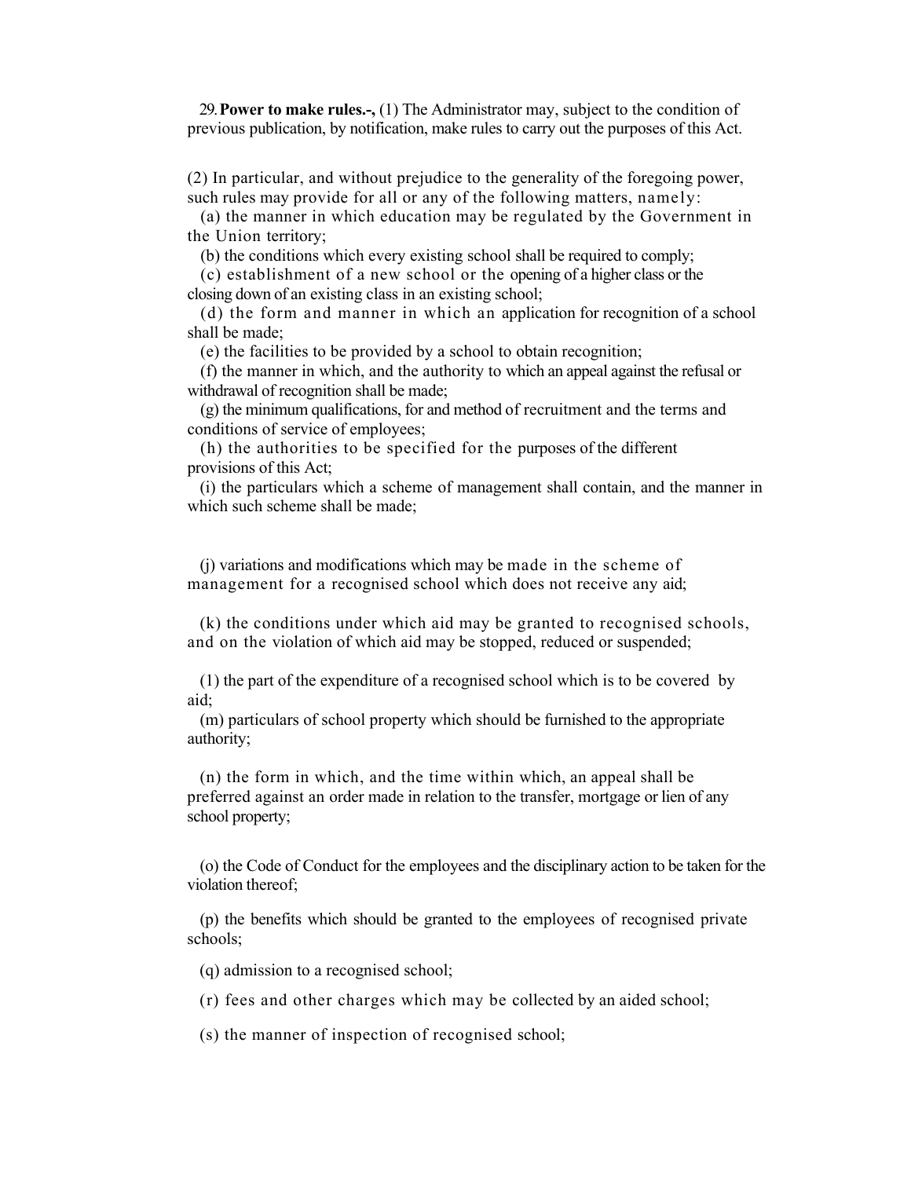29. **Power to make rules.-,** (1) The Administrator may, subject to the condition of previous publication, by notification, make rules to carry out the purposes of this Act.

(2) In particular, and without prejudice to the generality of the foregoing power, such rules may provide for all or any of the following matters, namely:

(a) the manner in which education may be regulated by the Government in the Union territory;

(b) the conditions which every existing school shall be required to comply;

(c) establishment of a new school or the opening of a higher class or the closing down of an existing class in an existing school;

(d) the form and manner in which an application for recognition of a school shall be made;

(e) the facilities to be provided by a school to obtain recognition;

(f) the manner in which, and the authority to which an appeal against the refusal or withdrawal of recognition shall be made;

(g) the minimum qualifications, for and method of recruitment and the terms and conditions of service of employees;

(h) the authorities to be specified for the purposes of the different provisions of this Act;

(i) the particulars which a scheme of management shall contain, and the manner in which such scheme shall be made;

(j) variations and modifications which may be made in the scheme of management for a recognised school which does not receive any aid;

(k) the conditions under which aid may be granted to recognised schools, and on the violation of which aid may be stopped, reduced or suspended;

(1) the part of the expenditure of a recognised school which is to be covered by aid;

(m) particulars of school property which should be furnished to the appropriate authority;

(n) the form in which, and the time within which, an appeal shall be preferred against an order made in relation to the transfer, mortgage or lien of any school property;

(o) the Code of Conduct for the employees and the disciplinary action to be taken for the violation thereof;

(p) the benefits which should be granted to the employees of recognised private schools;

(q) admission to a recognised school;

(r) fees and other charges which may be collected by an aided school;

(s) the manner of inspection of recognised school;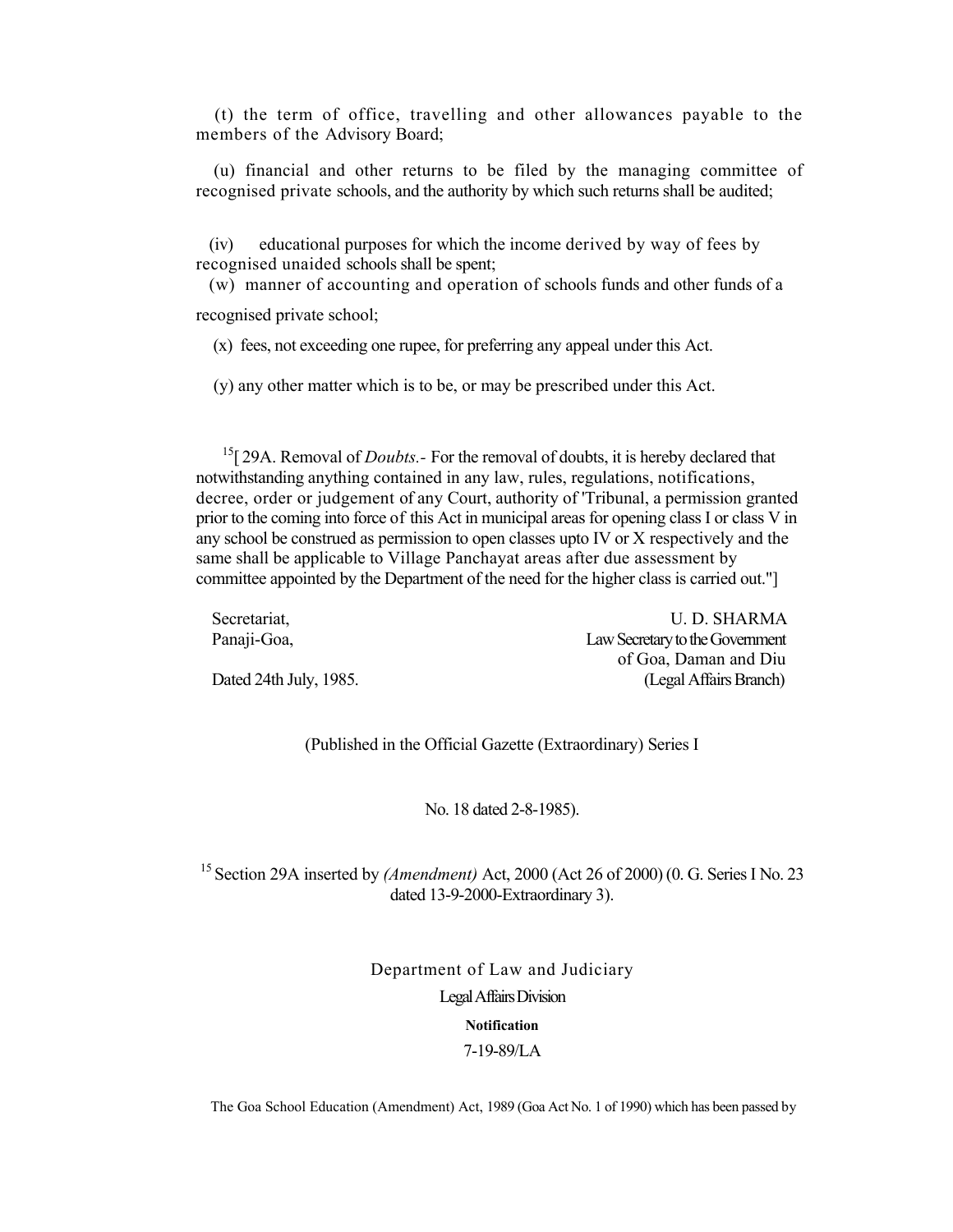(t) the term of office, travelling and other allowances payable to the members of the Advisory Board;

(u) financial and other returns to be filed by the managing committee of recognised private schools, and the authority by which such returns shall be audited;

(iv) educational purposes for which the income derived by way of fees by recognised unaided schools shall be spent;

(w) manner of accounting and operation of schools funds and other funds of a recognised private school;

(x) fees, not exceeding one rupee, for preferring any appeal under this Act.

(y) any other matter which is to be, or may be prescribed under this Act.

[15][ 29A. Removal of *Doubts.*- For the removal of doubts, it is hereby declared that notwithstanding anything contained in any law, rules, regulations, notifications, decree, order or judgement of any Court, authority of 'Tribunal, a permission granted prior to the coming into force of this Act in municipal areas for opening class I or class V in any school be construed as permission to open classes upto IV or X respectively and the same shall be applicable to Village Panchayat areas after due assessment by committee appointed by the Department of the need for the higher class is carried out."]

Secretariat,
Panaji-Goa,

Dated 24th July, 1985.

U. D. SHARMA
Law Secretary to the Government
of Goa, Daman and Diu
(Legal Affairs Branch)

(Published in the Official Gazette (Extraordinary) Series I

No. 18 dated 2-8-1985).

[15] Section 29A inserted by *(Amendment)* Act, 2000 (Act 26 of 2000) (0. G. Series I No. 23 dated 13-9-2000-Extraordinary 3).

Department of Law and Judiciary

Legal Affairs Division

**Notification**

7-19-89/LA

The Goa School Education (Amendment) Act, 1989 (Goa Act No. 1 of 1990) which has been passed by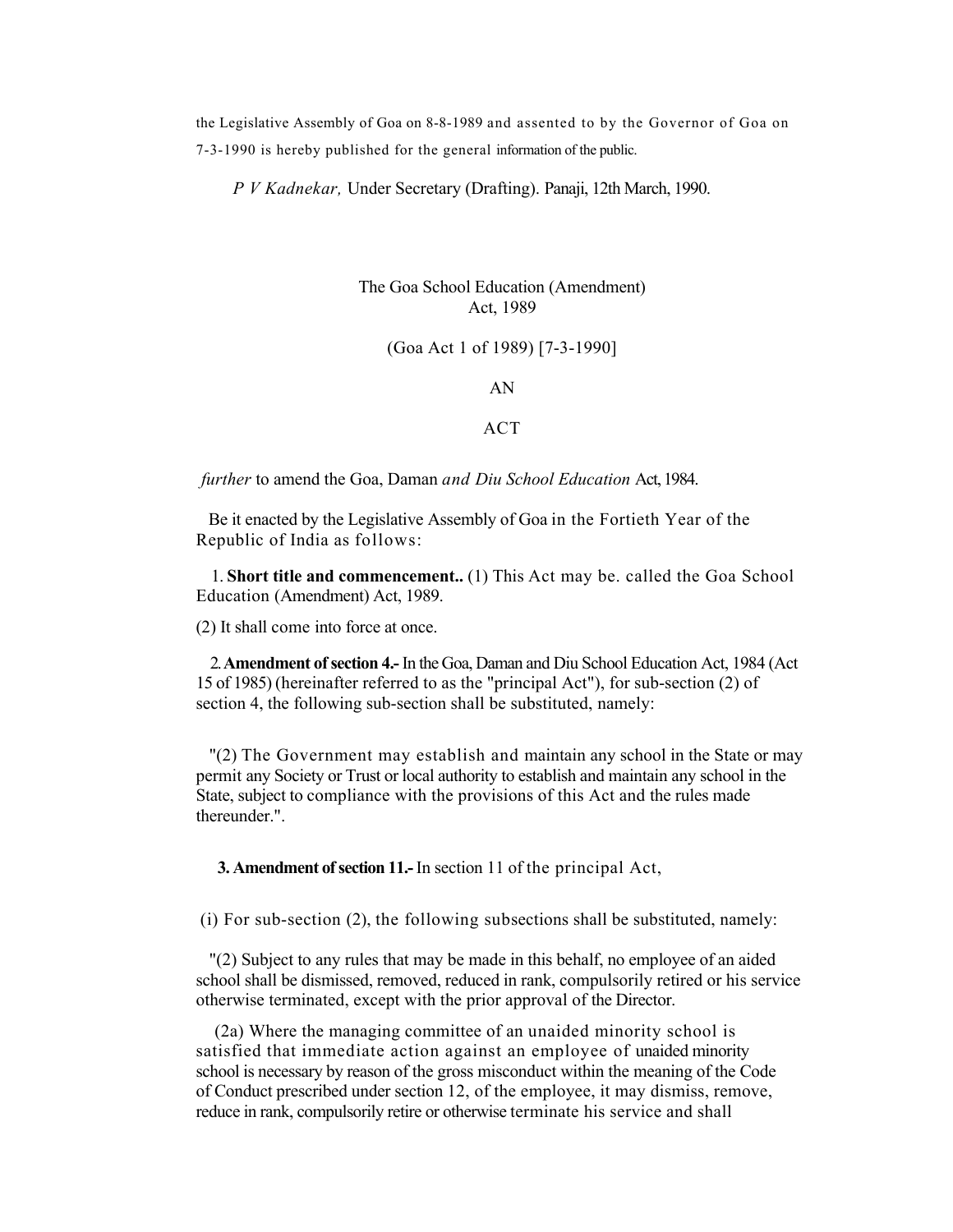the Legislative Assembly of Goa on 8-8-1989 and assented to by the Governor of Goa on 7-3-1990 is hereby published for the general information of the public.

*P V Kadnekar,* Under Secretary (Drafting). Panaji, 12th March, 1990.

The Goa School Education (Amendment) Act, 1989

(Goa Act 1 of 1989) [7-3-1990]

AN

ACT

*further* to amend the Goa, Daman *and Diu School Education* Act, 1984.

Be it enacted by the Legislative Assembly of Goa in the Fortieth Year of the Republic of India as follows:

1. **Short title and commencement..** (1) This Act may be. called the Goa School Education (Amendment) Act, 1989.

(2) It shall come into force at once.

2. **Amendment of section 4.-** In the Goa, Daman and Diu School Education Act, 1984 (Act 15 of 1985) (hereinafter referred to as the "principal Act"), for sub-section (2) of section 4, the following sub-section shall be substituted, namely:

"(2) The Government may establish and maintain any school in the State or may permit any Society or Trust or local authority to establish and maintain any school in the State, subject to compliance with the provisions of this Act and the rules made thereunder.".

**3. Amendment of section 11.-** In section 11 of the principal Act,

(i) For sub-section (2), the following subsections shall be substituted, namely:

"(2) Subject to any rules that may be made in this behalf, no employee of an aided school shall be dismissed, removed, reduced in rank, compulsorily retired or his service otherwise terminated, except with the prior approval of the Director.

(2a) Where the managing committee of an unaided minority school is satisfied that immediate action against an employee of unaided minority school is necessary by reason of the gross misconduct within the meaning of the Code of Conduct prescribed under section 12, of the employee, it may dismiss, remove, reduce in rank, compulsorily retire or otherwise terminate his service and shall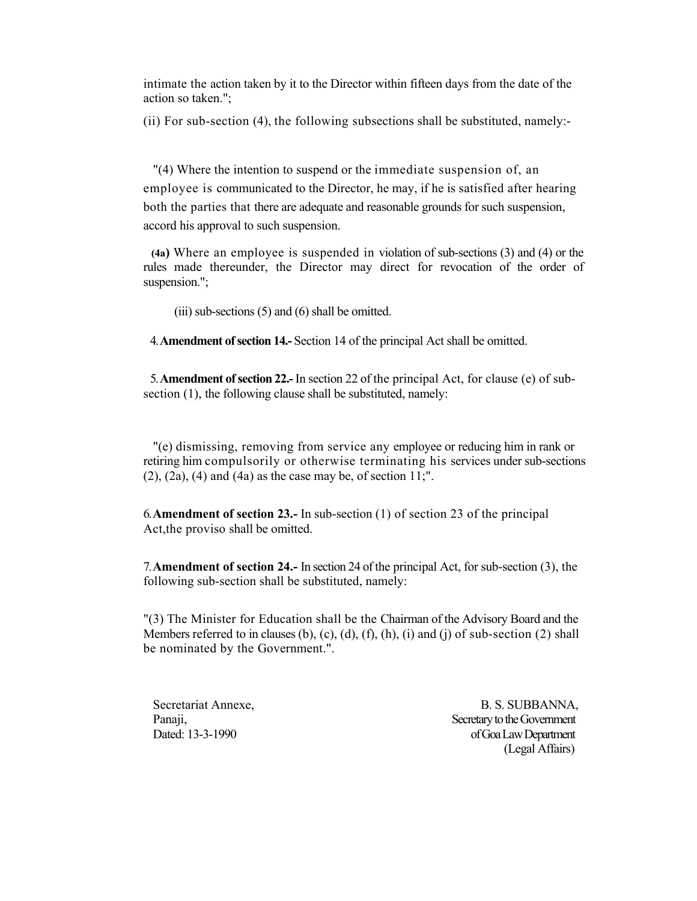intimate the action taken by it to the Director within fifteen days from the date of the action so taken.";

(ii) For sub-section (4), the following subsections shall be substituted, namely:-

"(4) Where the intention to suspend or the immediate suspension of, an employee is communicated to the Director, he may, if he is satisfied after hearing both the parties that there are adequate and reasonable grounds for such suspension, accord his approval to such suspension.

**(4a)** Where an employee is suspended in violation of sub-sections (3) and (4) or the rules made thereunder, the Director may direct for revocation of the order of suspension.";

(iii) sub-sections (5) and (6) shall be omitted.

4. **Amendment of section 14.-** Section 14 of the principal Act shall be omitted.

5. **Amendment of section 22.-** In section 22 of the principal Act, for clause (e) of sub-section (1), the following clause shall be substituted, namely:

"(e) dismissing, removing from service any employee or reducing him in rank or retiring him compulsorily or otherwise terminating his services under sub-sections (2), (2a), (4) and (4a) as the case may be, of section 11;".

6. **Amendment of section 23.-** In sub-section (1) of section 23 of the principal Act,the proviso shall be omitted.

7. **Amendment of section 24.-** In section 24 of the principal Act, for sub-section (3), the following sub-section shall be substituted, namely:

"(3) The Minister for Education shall be the Chairman of the Advisory Board and the Members referred to in clauses (b), (c), (d), (f), (h), (i) and (j) of sub-section (2) shall be nominated by the Government.".

Secretariat Annexe,
Panaji,
Dated: 13-3-1990

B. S. SUBBANNA,
Secretary to the Government
of Goa Law Department
(Legal Affairs)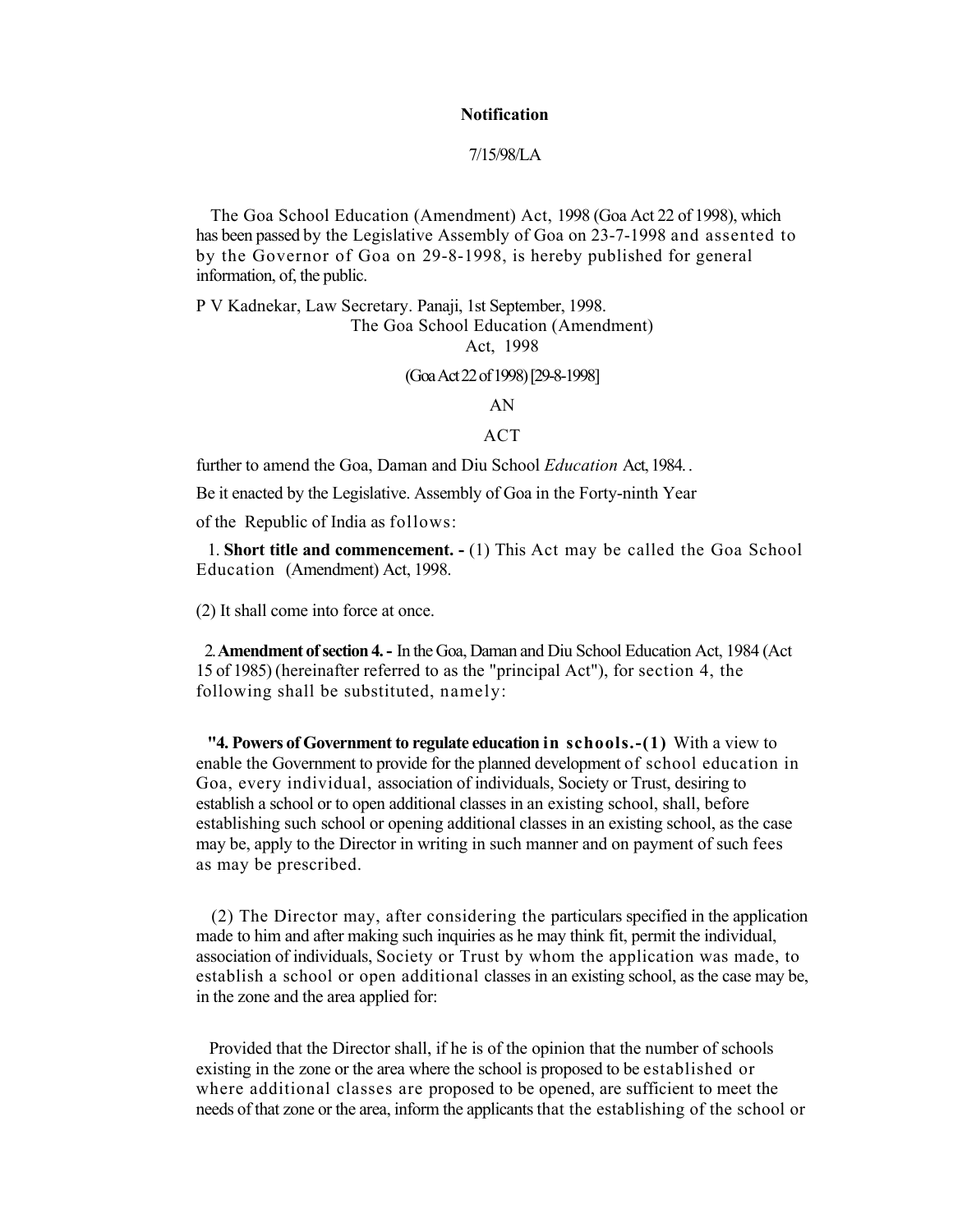**Notification**

7/15/98/LA

The Goa School Education (Amendment) Act, 1998 (Goa Act 22 of 1998), which has been passed by the Legislative Assembly of Goa on 23-7-1998 and assented to by the Governor of Goa on 29-8-1998, is hereby published for general information, of, the public.

P V Kadnekar, Law Secretary. Panaji, 1st September, 1998.

The Goa School Education (Amendment) Act, 1998

(Goa Act 22 of 1998) [29-8-1998]

AN

ACT

further to amend the Goa, Daman and Diu School *Education* Act, 1984. .

Be it enacted by the Legislative. Assembly of Goa in the Forty-ninth Year of the Republic of India as follows:

1. **Short title and commencement. -** (1) This Act may be called the Goa School Education (Amendment) Act, 1998.

(2) It shall come into force at once.

2. **Amendment of section 4. -** In the Goa, Daman and Diu School Education Act, 1984 (Act 15 of 1985) (hereinafter referred to as the "principal Act"), for section 4, the following shall be substituted, namely:

**"4. Powers of Government to regulate education in schools.-(1)** With a view to enable the Government to provide for the planned development of school education in Goa, every individual, association of individuals, Society or Trust, desiring to establish a school or to open additional classes in an existing school, shall, before establishing such school or opening additional classes in an existing school, as the case may be, apply to the Director in writing in such manner and on payment of such fees as may be prescribed.

(2) The Director may, after considering the particulars specified in the application made to him and after making such inquiries as he may think fit, permit the individual, association of individuals, Society or Trust by whom the application was made, to establish a school or open additional classes in an existing school, as the case may be, in the zone and the area applied for:

Provided that the Director shall, if he is of the opinion that the number of schools existing in the zone or the area where the school is proposed to be established or where additional classes are proposed to be opened, are sufficient to meet the needs of that zone or the area, inform the applicants that the establishing of the school or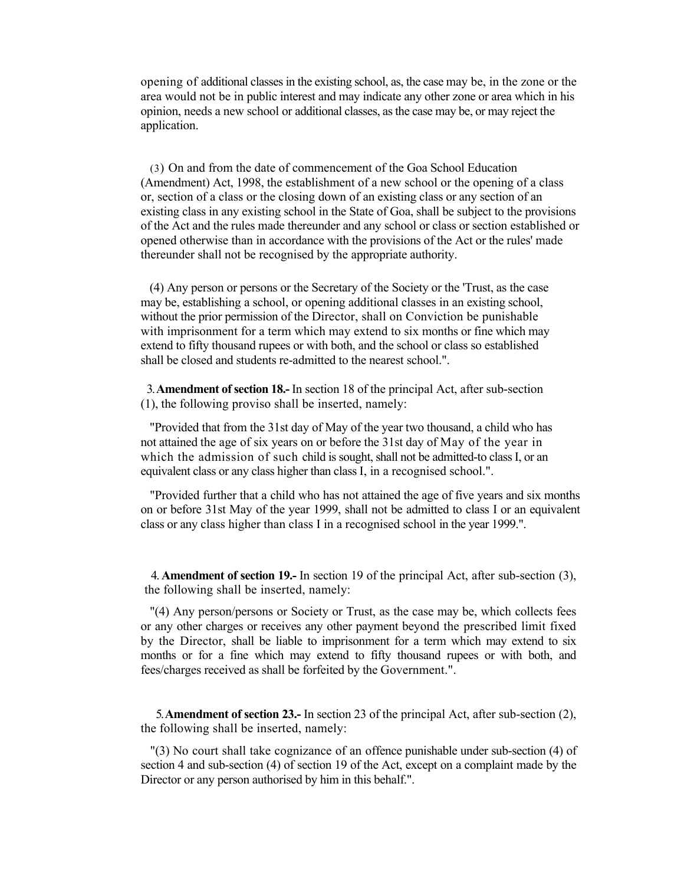opening of additional classes in the existing school, as, the case may be, in the zone or the area would not be in public interest and may indicate any other zone or area which in his opinion, needs a new school or additional classes, as the case may be, or may reject the application.

(3) On and from the date of commencement of the Goa School Education (Amendment) Act, 1998, the establishment of a new school or the opening of a class or, section of a class or the closing down of an existing class or any section of an existing class in any existing school in the State of Goa, shall be subject to the provisions of the Act and the rules made thereunder and any school or class or section established or opened otherwise than in accordance with the provisions of the Act or the rules' made thereunder shall not be recognised by the appropriate authority.

(4) Any person or persons or the Secretary of the Society or the 'Trust, as the case may be, establishing a school, or opening additional classes in an existing school, without the prior permission of the Director, shall on Conviction be punishable with imprisonment for a term which may extend to six months or fine which may extend to fifty thousand rupees or with both, and the school or class so established shall be closed and students re-admitted to the nearest school.".

3. **Amendment of section 18.-** In section 18 of the principal Act, after sub-section (1), the following proviso shall be inserted, namely:

"Provided that from the 31st day of May of the year two thousand, a child who has not attained the age of six years on or before the 31st day of May of the year in which the admission of such child is sought, shall not be admitted-to class I, or an equivalent class or any class higher than class I, in a recognised school.".

"Provided further that a child who has not attained the age of five years and six months on or before 31st May of the year 1999, shall not be admitted to class I or an equivalent class or any class higher than class I in a recognised school in the year 1999.".

4. **Amendment of section 19.-** In section 19 of the principal Act, after sub-section (3), the following shall be inserted, namely:

"(4) Any person/persons or Society or Trust, as the case may be, which collects fees or any other charges or receives any other payment beyond the prescribed limit fixed by the Director, shall be liable to imprisonment for a term which may extend to six months or for a fine which may extend to fifty thousand rupees or with both, and fees/charges received as shall be forfeited by the Government.".

5. **Amendment of section 23.-** In section 23 of the principal Act, after sub-section (2), the following shall be inserted, namely:

"(3) No court shall take cognizance of an offence punishable under sub-section (4) of section 4 and sub-section (4) of section 19 of the Act, except on a complaint made by the Director or any person authorised by him in this behalf.".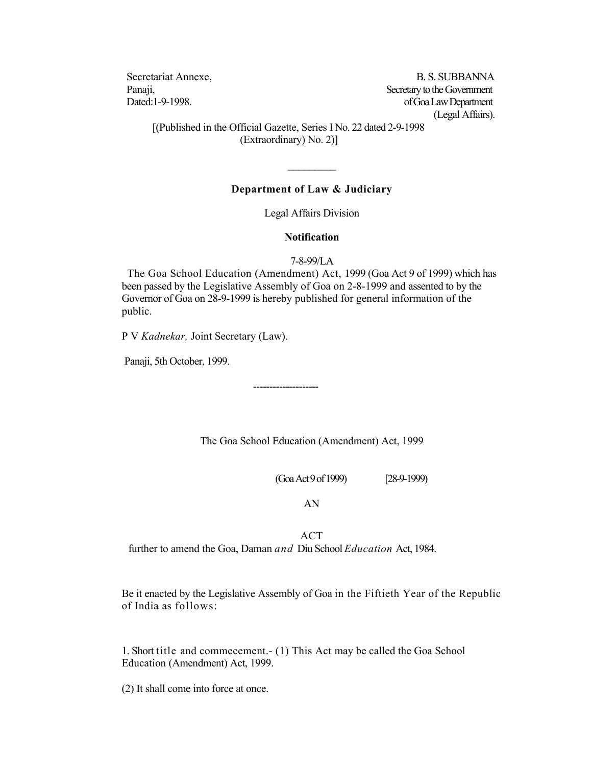Secretariat Annexe,
Panaji,
Dated:1-9-1998.

B. S. SUBBANNA
Secretary to the Government
of Goa Law Department
(Legal Affairs).

[(Published in the Official Gazette, Series I No. 22 dated 2-9-1998
(Extraordinary) No. 2)]

---

**Department of Law & Judiciary**

Legal Affairs Division

**Notification**

7-8-99/LA

The Goa School Education (Amendment) Act, 1999 (Goa Act 9 of 1999) which has been passed by the Legislative Assembly of Goa on 2-8-1999 and assented to by the Governor of Goa on 28-9-1999 is hereby published for general information of the public.

P V *Kadnekar,* Joint Secretary (Law).

Panaji, 5th October, 1999.

--------------------

The Goa School Education (Amendment) Act, 1999

(Goa Act 9 of 1999) [28-9-1999)

AN

ACT

further to amend the Goa, Daman *and* Diu School *Education* Act, 1984.

Be it enacted by the Legislative Assembly of Goa in the Fiftieth Year of the Republic of India as follows:

1. Short title and commecement.- (1) This Act may be called the Goa School Education (Amendment) Act, 1999.

(2) It shall come into force at once.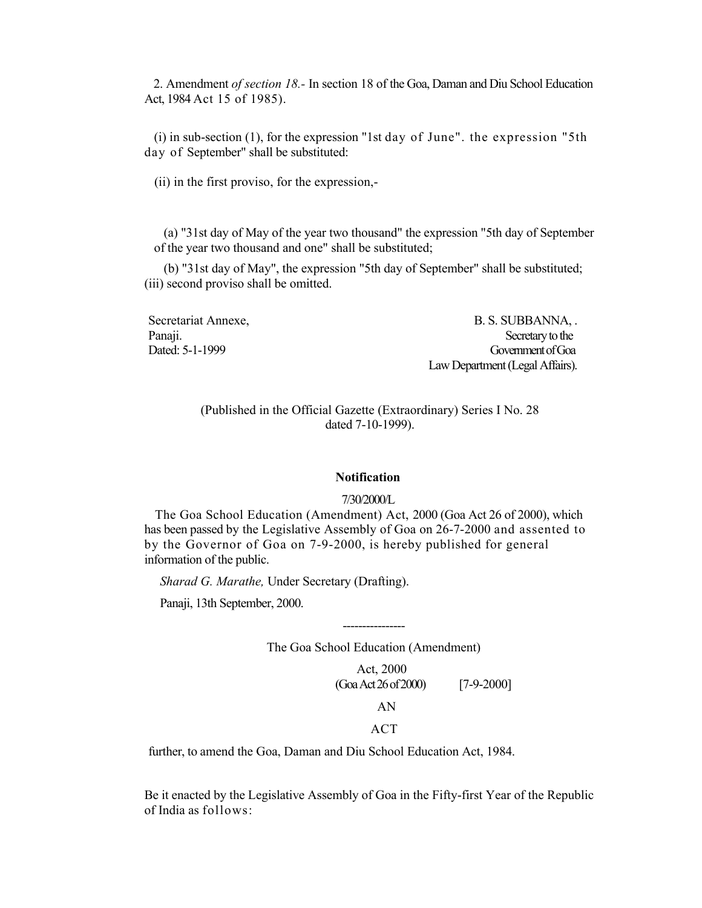2. Amendment *of section 18.*- In section 18 of the Goa, Daman and Diu School Education Act, 1984 Act 15 of 1985).

(i) in sub-section (1), for the expression "1st day of June". the expression "5th day of September" shall be substituted:

(ii) in the first proviso, for the expression,-

(a) "31st day of May of the year two thousand" the expression "5th day of September of the year two thousand and one" shall be substituted;

(b) "31st day of May", the expression "5th day of September" shall be substituted;

(iii) second proviso shall be omitted.

Secretariat Annexe,
Panaji.
Dated: 5-1-1999

B. S. SUBBANNA, .
Secretary to the
Government of Goa
Law Department (Legal Affairs).

(Published in the Official Gazette (Extraordinary) Series I No. 28 dated 7-10-1999).

**Notification**

7/30/2000/L

The Goa School Education (Amendment) Act, 2000 (Goa Act 26 of 2000), which has been passed by the Legislative Assembly of Goa on 26-7-2000 and assented to by the Governor of Goa on 7-9-2000, is hereby published for general information of the public.

*Sharad G. Marathe,* Under Secretary (Drafting).

Panaji, 13th September, 2000.

----------------

The Goa School Education (Amendment)

Act, 2000
(Goa Act 26 of 2000) [7-9-2000]

AN

ACT

further, to amend the Goa, Daman and Diu School Education Act, 1984.

Be it enacted by the Legislative Assembly of Goa in the Fifty-first Year of the Republic of India as follows: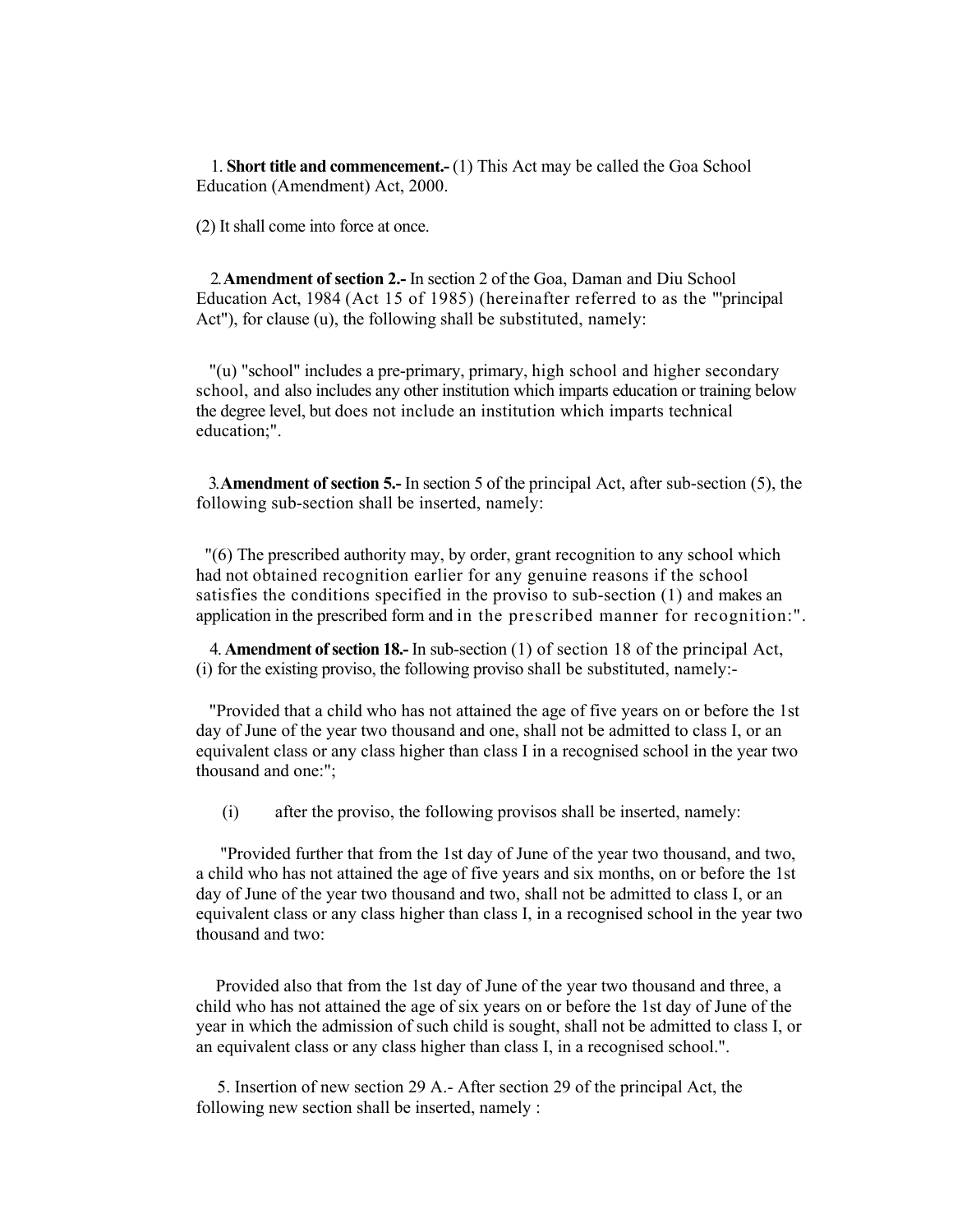1. **Short title and commencement.-** (1) This Act may be called the Goa School Education (Amendment) Act, 2000.

(2) It shall come into force at once.

2. **Amendment of section 2.-** In section 2 of the Goa, Daman and Diu School Education Act, 1984 (Act 15 of 1985) (hereinafter referred to as the "'principal Act"), for clause (u), the following shall be substituted, namely:

"(u) "school" includes a pre-primary, primary, high school and higher secondary school, and also includes any other institution which imparts education or training below the degree level, but does not include an institution which imparts technical education;".

3. **Amendment of section 5.-** In section 5 of the principal Act, after sub-section (5), the following sub-section shall be inserted, namely:

"(6) The prescribed authority may, by order, grant recognition to any school which had not obtained recognition earlier for any genuine reasons if the school satisfies the conditions specified in the proviso to sub-section (1) and makes an application in the prescribed form and in the prescribed manner for recognition:".

4. **Amendment of section 18.-** In sub-section (1) of section 18 of the principal Act, (i) for the existing proviso, the following proviso shall be substituted, namely:-

"Provided that a child who has not attained the age of five years on or before the 1st day of June of the year two thousand and one, shall not be admitted to class I, or an equivalent class or any class higher than class I in a recognised school in the year two thousand and one:";

(i) after the proviso, the following provisos shall be inserted, namely:

"Provided further that from the 1st day of June of the year two thousand, and two, a child who has not attained the age of five years and six months, on or before the 1st day of June of the year two thousand and two, shall not be admitted to class I, or an equivalent class or any class higher than class I, in a recognised school in the year two thousand and two:

Provided also that from the 1st day of June of the year two thousand and three, a child who has not attained the age of six years on or before the 1st day of June of the year in which the admission of such child is sought, shall not be admitted to class I, or an equivalent class or any class higher than class I, in a recognised school.".

5. Insertion of new section 29 A.- After section 29 of the principal Act, the following new section shall be inserted, namely :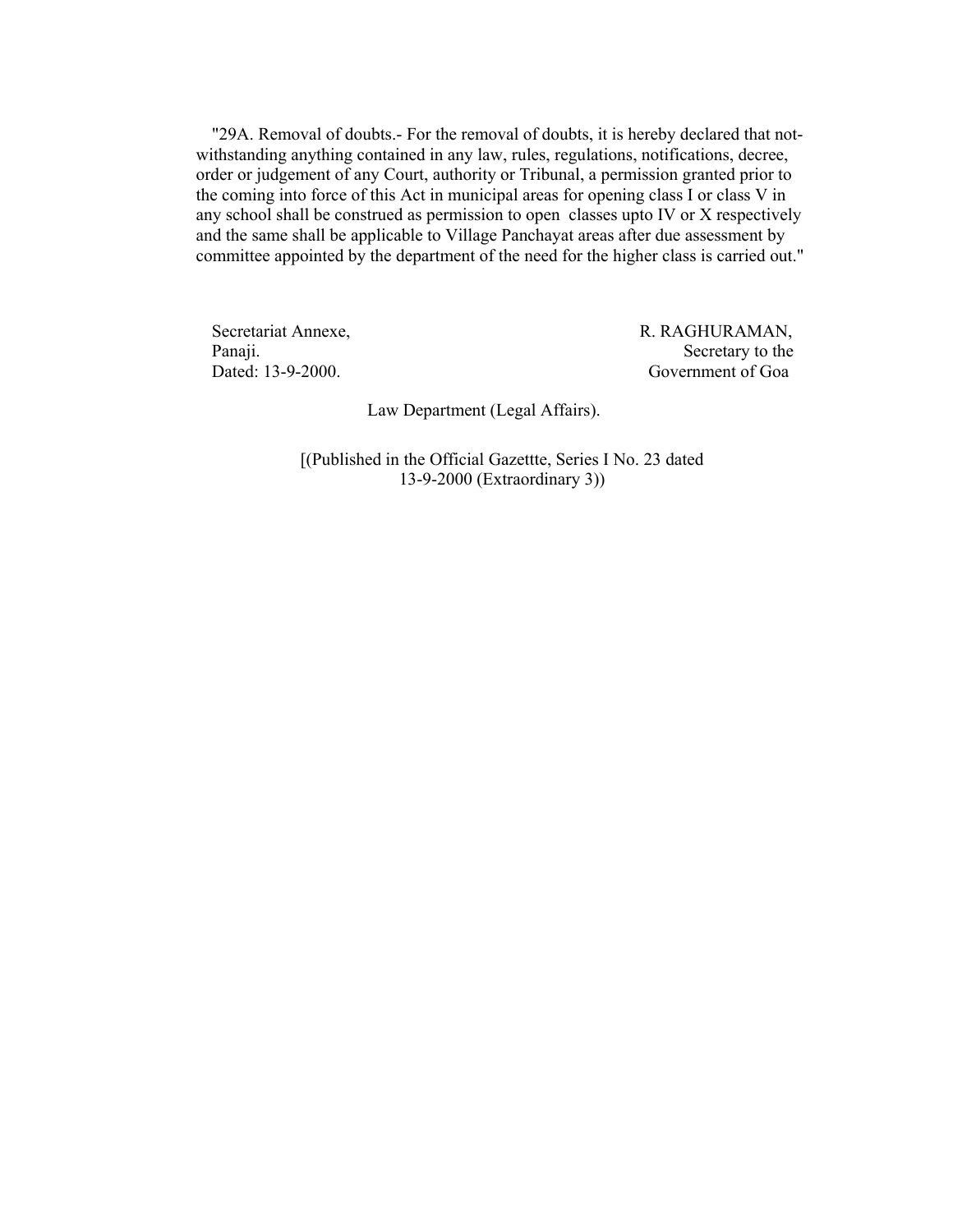"29A. Removal of doubts.- For the removal of doubts, it is hereby declared that notwithstanding anything contained in any law, rules, regulations, notifications, decree, order or judgement of any Court, authority or Tribunal, a permission granted prior to the coming into force of this Act in municipal areas for opening class I or class V in any school shall be construed as permission to open classes upto IV or X respectively and the same shall be applicable to Village Panchayat areas after due assessment by committee appointed by the department of the need for the higher class is carried out."

Secretariat Annexe,
Panaji.
Dated: 13-9-2000.

R. RAGHURAMAN,
Secretary to the
Government of Goa

Law Department (Legal Affairs).

[(Published in the Official Gazettte, Series I No. 23 dated
13-9-2000 (Extraordinary 3))